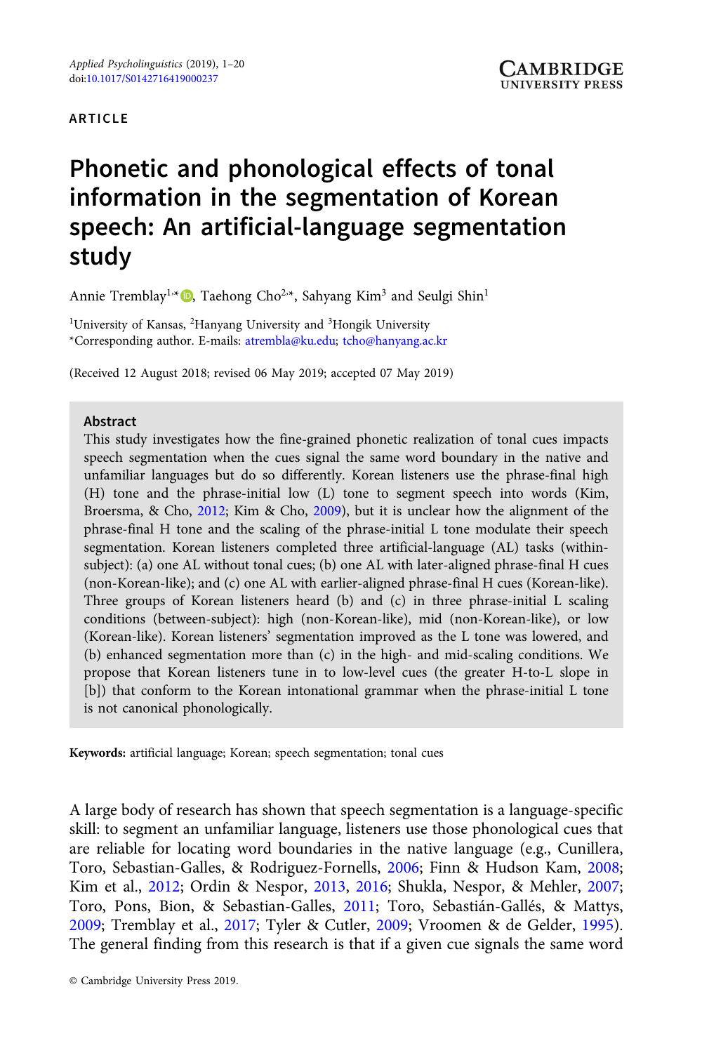ARTICLE

# Phonetic and phonological effects of tonal information in the segmentation of Korean speech: An artificial-language segmentation study

Annie Tremblay[1,*], Taehong Cho[2,*], Sahyang Kim[3] and Seulgi Shin[1]

[1]University of Kansas, [2]Hanyang University and [3]Hongik University
*Corresponding author. E-mails: atrembla@ku.edu; tcho@hanyang.ac.kr

(Received 12 August 2018; revised 06 May 2019; accepted 07 May 2019)

## Abstract

This study investigates how the fine-grained phonetic realization of tonal cues impacts speech segmentation when the cues signal the same word boundary in the native and unfamiliar languages but do so differently. Korean listeners use the phrase-final high (H) tone and the phrase-initial low (L) tone to segment speech into words (Kim, Broersma, & Cho, 2012; Kim & Cho, 2009), but it is unclear how the alignment of the phrase-final H tone and the scaling of the phrase-initial L tone modulate their speech segmentation. Korean listeners completed three artificial-language (AL) tasks (within-subject): (a) one AL without tonal cues; (b) one AL with later-aligned phrase-final H cues (non-Korean-like); and (c) one AL with earlier-aligned phrase-final H cues (Korean-like). Three groups of Korean listeners heard (b) and (c) in three phrase-initial L scaling conditions (between-subject): high (non-Korean-like), mid (non-Korean-like), or low (Korean-like). Korean listeners' segmentation improved as the L tone was lowered, and (b) enhanced segmentation more than (c) in the high- and mid-scaling conditions. We propose that Korean listeners tune in to low-level cues (the greater H-to-L slope in [b]) that conform to the Korean intonational grammar when the phrase-initial L tone is not canonical phonologically.

**Keywords:** artificial language; Korean; speech segmentation; tonal cues

A large body of research has shown that speech segmentation is a language-specific skill: to segment an unfamiliar language, listeners use those phonological cues that are reliable for locating word boundaries in the native language (e.g., Cunillera, Toro, Sebastian-Galles, & Rodriguez-Fornells, 2006; Finn & Hudson Kam, 2008; Kim et al., 2012; Ordin & Nespor, 2013, 2016; Shukla, Nespor, & Mehler, 2007; Toro, Pons, Bion, & Sebastian-Galles, 2011; Toro, Sebastián-Gallés, & Mattys, 2009; Tremblay et al., 2017; Tyler & Cutler, 2009; Vroomen & de Gelder, 1995). The general finding from this research is that if a given cue signals the same word

© Cambridge University Press 2019.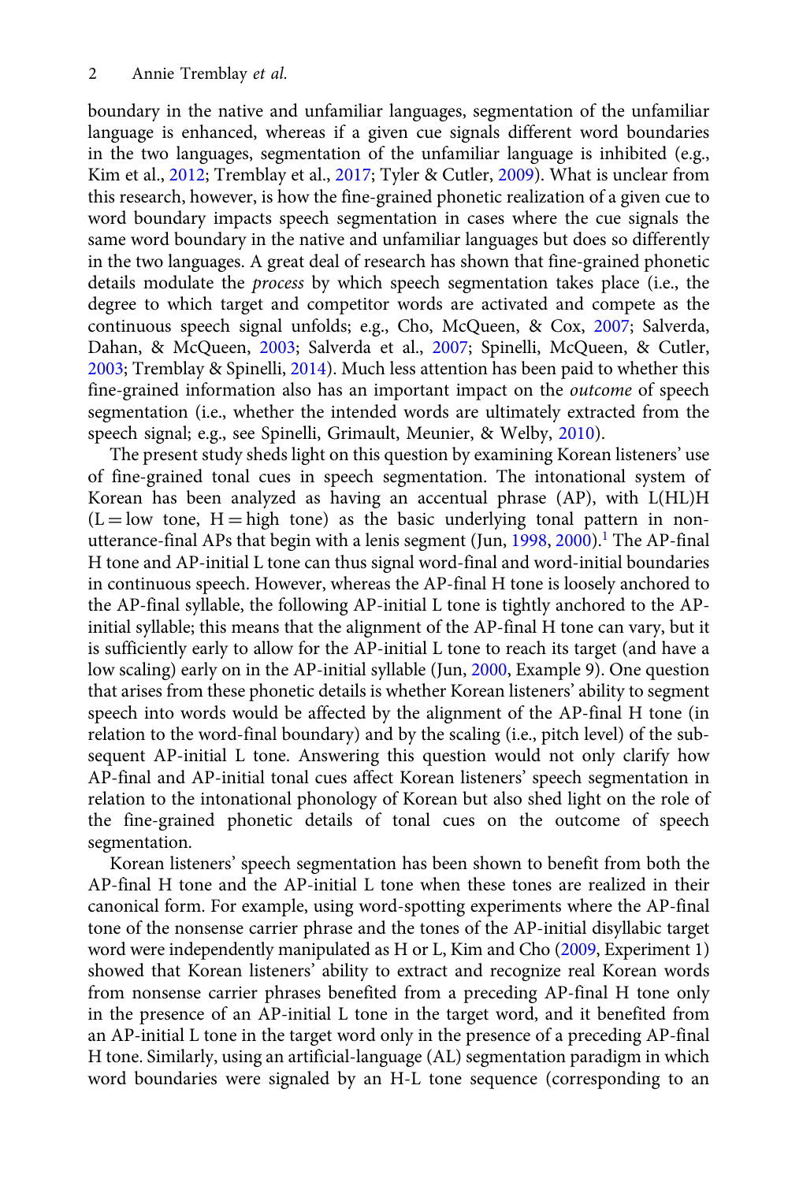boundary in the native and unfamiliar languages, segmentation of the unfamiliar language is enhanced, whereas if a given cue signals different word boundaries in the two languages, segmentation of the unfamiliar language is inhibited (e.g., Kim et al., 2012; Tremblay et al., 2017; Tyler & Cutler, 2009). What is unclear from this research, however, is how the fine-grained phonetic realization of a given cue to word boundary impacts speech segmentation in cases where the cue signals the same word boundary in the native and unfamiliar languages but does so differently in the two languages. A great deal of research has shown that fine-grained phonetic details modulate the *process* by which speech segmentation takes place (i.e., the degree to which target and competitor words are activated and compete as the continuous speech signal unfolds; e.g., Cho, McQueen, & Cox, 2007; Salverda, Dahan, & McQueen, 2003; Salverda et al., 2007; Spinelli, McQueen, & Cutler, 2003; Tremblay & Spinelli, 2014). Much less attention has been paid to whether this fine-grained information also has an important impact on the *outcome* of speech segmentation (i.e., whether the intended words are ultimately extracted from the speech signal; e.g., see Spinelli, Grimault, Meunier, & Welby, 2010).

The present study sheds light on this question by examining Korean listeners' use of fine-grained tonal cues in speech segmentation. The intonational system of Korean has been analyzed as having an accentual phrase (AP), with L(HL)H (L = low tone, H = high tone) as the basic underlying tonal pattern in non-utterance-final APs that begin with a lenis segment (Jun, 1998, 2000).[1] The AP-final H tone and AP-initial L tone can thus signal word-final and word-initial boundaries in continuous speech. However, whereas the AP-final H tone is loosely anchored to the AP-final syllable, the following AP-initial L tone is tightly anchored to the AP-initial syllable; this means that the alignment of the AP-final H tone can vary, but it is sufficiently early to allow for the AP-initial L tone to reach its target (and have a low scaling) early on in the AP-initial syllable (Jun, 2000, Example 9). One question that arises from these phonetic details is whether Korean listeners' ability to segment speech into words would be affected by the alignment of the AP-final H tone (in relation to the word-final boundary) and by the scaling (i.e., pitch level) of the subsequent AP-initial L tone. Answering this question would not only clarify how AP-final and AP-initial tonal cues affect Korean listeners' speech segmentation in relation to the intonational phonology of Korean but also shed light on the role of the fine-grained phonetic details of tonal cues on the outcome of speech segmentation.

Korean listeners' speech segmentation has been shown to benefit from both the AP-final H tone and the AP-initial L tone when these tones are realized in their canonical form. For example, using word-spotting experiments where the AP-final tone of the nonsense carrier phrase and the tones of the AP-initial disyllabic target word were independently manipulated as H or L, Kim and Cho (2009, Experiment 1) showed that Korean listeners' ability to extract and recognize real Korean words from nonsense carrier phrases benefited from a preceding AP-final H tone only in the presence of an AP-initial L tone in the target word, and it benefited from an AP-initial L tone in the target word only in the presence of a preceding AP-final H tone. Similarly, using an artificial-language (AL) segmentation paradigm in which word boundaries were signaled by an H-L tone sequence (corresponding to an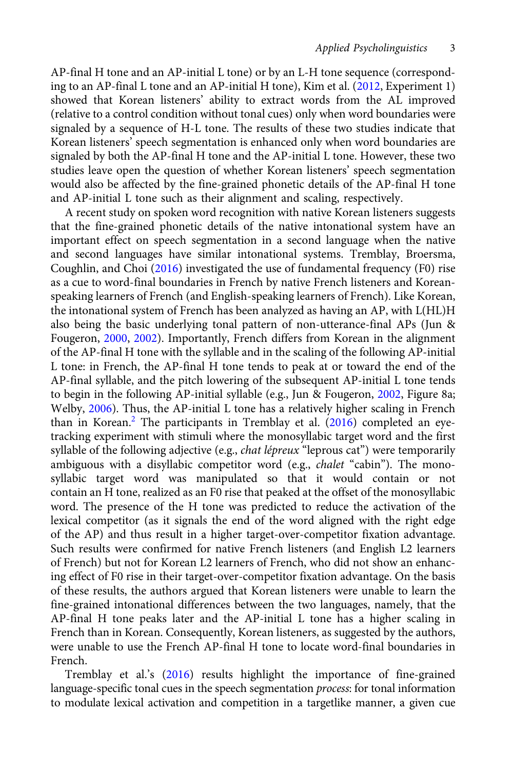AP-final H tone and an AP-initial L tone) or by an L-H tone sequence (corresponding to an AP-final L tone and an AP-initial H tone), Kim et al. (2012, Experiment 1) showed that Korean listeners' ability to extract words from the AL improved (relative to a control condition without tonal cues) only when word boundaries were signaled by a sequence of H-L tone. The results of these two studies indicate that Korean listeners' speech segmentation is enhanced only when word boundaries are signaled by both the AP-final H tone and the AP-initial L tone. However, these two studies leave open the question of whether Korean listeners' speech segmentation would also be affected by the fine-grained phonetic details of the AP-final H tone and AP-initial L tone such as their alignment and scaling, respectively.

A recent study on spoken word recognition with native Korean listeners suggests that the fine-grained phonetic details of the native intonational system have an important effect on speech segmentation in a second language when the native and second languages have similar intonational systems. Tremblay, Broersma, Coughlin, and Choi (2016) investigated the use of fundamental frequency (F0) rise as a cue to word-final boundaries in French by native French listeners and Korean-speaking learners of French (and English-speaking learners of French). Like Korean, the intonational system of French has been analyzed as having an AP, with L(HL)H also being the basic underlying tonal pattern of non-utterance-final APs (Jun & Fougeron, 2000, 2002). Importantly, French differs from Korean in the alignment of the AP-final H tone with the syllable and in the scaling of the following AP-initial L tone: in French, the AP-final H tone tends to peak at or toward the end of the AP-final syllable, and the pitch lowering of the subsequent AP-initial L tone tends to begin in the following AP-initial syllable (e.g., Jun & Fougeron, 2002, Figure 8a; Welby, 2006). Thus, the AP-initial L tone has a relatively higher scaling in French than in Korean.[2] The participants in Tremblay et al. (2016) completed an eye-tracking experiment with stimuli where the monosyllabic target word and the first syllable of the following adjective (e.g., *chat lépreux* "leprous cat") were temporarily ambiguous with a disyllabic competitor word (e.g., *chalet* "cabin"). The monosyllabic target word was manipulated so that it would contain or not contain an H tone, realized as an F0 rise that peaked at the offset of the monosyllabic word. The presence of the H tone was predicted to reduce the activation of the lexical competitor (as it signals the end of the word aligned with the right edge of the AP) and thus result in a higher target-over-competitor fixation advantage. Such results were confirmed for native French listeners (and English L2 learners of French) but not for Korean L2 learners of French, who did not show an enhancing effect of F0 rise in their target-over-competitor fixation advantage. On the basis of these results, the authors argued that Korean listeners were unable to learn the fine-grained intonational differences between the two languages, namely, that the AP-final H tone peaks later and the AP-initial L tone has a higher scaling in French than in Korean. Consequently, Korean listeners, as suggested by the authors, were unable to use the French AP-final H tone to locate word-final boundaries in French.

Tremblay et al.'s (2016) results highlight the importance of fine-grained language-specific tonal cues in the speech segmentation *process*: for tonal information to modulate lexical activation and competition in a targetlike manner, a given cue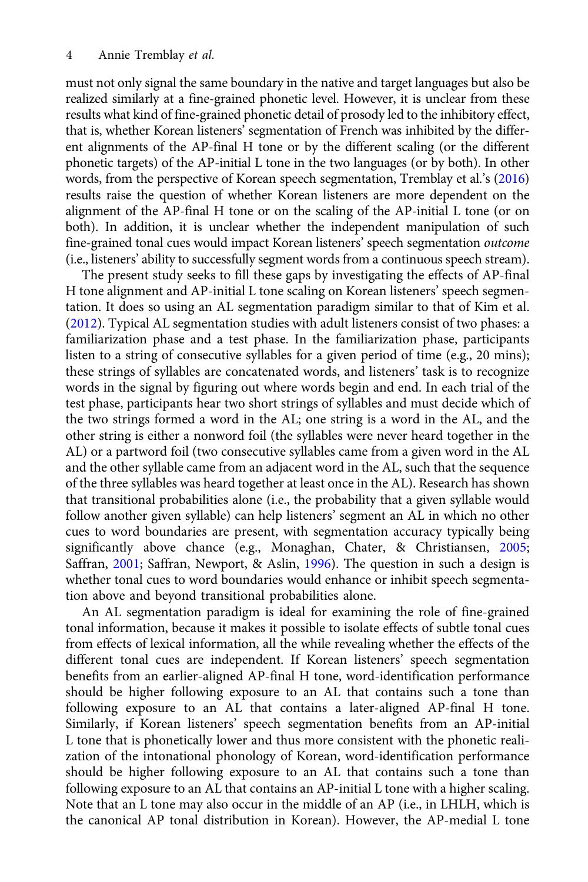must not only signal the same boundary in the native and target languages but also be realized similarly at a fine-grained phonetic level. However, it is unclear from these results what kind of fine-grained phonetic detail of prosody led to the inhibitory effect, that is, whether Korean listeners' segmentation of French was inhibited by the different alignments of the AP-final H tone or by the different scaling (or the different phonetic targets) of the AP-initial L tone in the two languages (or by both). In other words, from the perspective of Korean speech segmentation, Tremblay et al.'s (2016) results raise the question of whether Korean listeners are more dependent on the alignment of the AP-final H tone or on the scaling of the AP-initial L tone (or on both). In addition, it is unclear whether the independent manipulation of such fine-grained tonal cues would impact Korean listeners' speech segmentation *outcome* (i.e., listeners' ability to successfully segment words from a continuous speech stream).

The present study seeks to fill these gaps by investigating the effects of AP-final H tone alignment and AP-initial L tone scaling on Korean listeners' speech segmentation. It does so using an AL segmentation paradigm similar to that of Kim et al. (2012). Typical AL segmentation studies with adult listeners consist of two phases: a familiarization phase and a test phase. In the familiarization phase, participants listen to a string of consecutive syllables for a given period of time (e.g., 20 mins); these strings of syllables are concatenated words, and listeners' task is to recognize words in the signal by figuring out where words begin and end. In each trial of the test phase, participants hear two short strings of syllables and must decide which of the two strings formed a word in the AL; one string is a word in the AL, and the other string is either a nonword foil (the syllables were never heard together in the AL) or a partword foil (two consecutive syllables came from a given word in the AL and the other syllable came from an adjacent word in the AL, such that the sequence of the three syllables was heard together at least once in the AL). Research has shown that transitional probabilities alone (i.e., the probability that a given syllable would follow another given syllable) can help listeners' segment an AL in which no other cues to word boundaries are present, with segmentation accuracy typically being significantly above chance (e.g., Monaghan, Chater, & Christiansen, 2005; Saffran, 2001; Saffran, Newport, & Aslin, 1996). The question in such a design is whether tonal cues to word boundaries would enhance or inhibit speech segmentation above and beyond transitional probabilities alone.

An AL segmentation paradigm is ideal for examining the role of fine-grained tonal information, because it makes it possible to isolate effects of subtle tonal cues from effects of lexical information, all the while revealing whether the effects of the different tonal cues are independent. If Korean listeners' speech segmentation benefits from an earlier-aligned AP-final H tone, word-identification performance should be higher following exposure to an AL that contains such a tone than following exposure to an AL that contains a later-aligned AP-final H tone. Similarly, if Korean listeners' speech segmentation benefits from an AP-initial L tone that is phonetically lower and thus more consistent with the phonetic realization of the intonational phonology of Korean, word-identification performance should be higher following exposure to an AL that contains such a tone than following exposure to an AL that contains an AP-initial L tone with a higher scaling. Note that an L tone may also occur in the middle of an AP (i.e., in LHLH, which is the canonical AP tonal distribution in Korean). However, the AP-medial L tone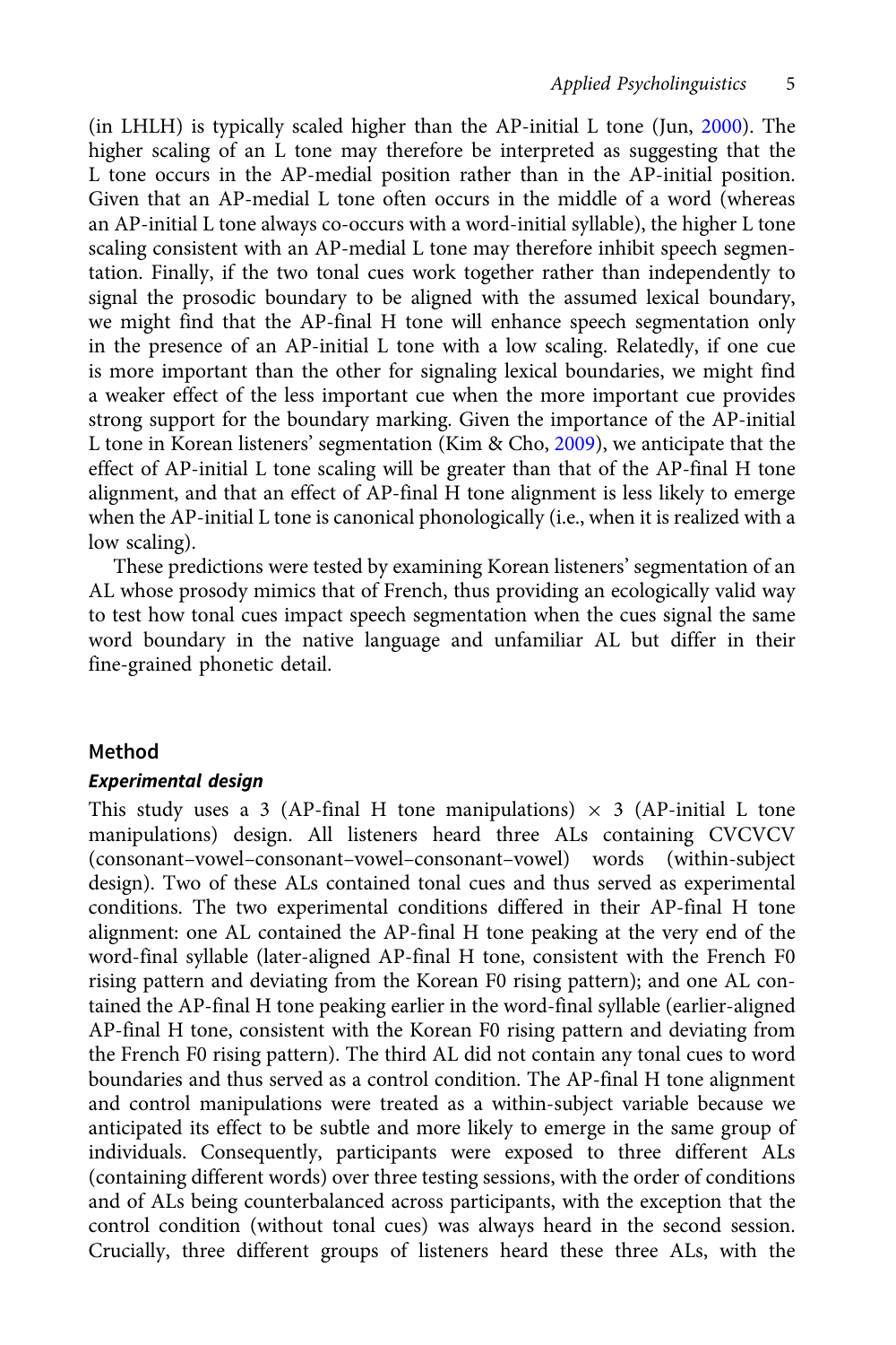(in LHLH) is typically scaled higher than the AP-initial L tone (Jun, 2000). The higher scaling of an L tone may therefore be interpreted as suggesting that the L tone occurs in the AP-medial position rather than in the AP-initial position. Given that an AP-medial L tone often occurs in the middle of a word (whereas an AP-initial L tone always co-occurs with a word-initial syllable), the higher L tone scaling consistent with an AP-medial L tone may therefore inhibit speech segmentation. Finally, if the two tonal cues work together rather than independently to signal the prosodic boundary to be aligned with the assumed lexical boundary, we might find that the AP-final H tone will enhance speech segmentation only in the presence of an AP-initial L tone with a low scaling. Relatedly, if one cue is more important than the other for signaling lexical boundaries, we might find a weaker effect of the less important cue when the more important cue provides strong support for the boundary marking. Given the importance of the AP-initial L tone in Korean listeners' segmentation (Kim & Cho, 2009), we anticipate that the effect of AP-initial L tone scaling will be greater than that of the AP-final H tone alignment, and that an effect of AP-final H tone alignment is less likely to emerge when the AP-initial L tone is canonical phonologically (i.e., when it is realized with a low scaling).

These predictions were tested by examining Korean listeners' segmentation of an AL whose prosody mimics that of French, thus providing an ecologically valid way to test how tonal cues impact speech segmentation when the cues signal the same word boundary in the native language and unfamiliar AL but differ in their fine-grained phonetic detail.

## Method

### *Experimental design*

This study uses a 3 (AP-final H tone manipulations) × 3 (AP-initial L tone manipulations) design. All listeners heard three ALs containing CVCVCV (consonant–vowel–consonant–vowel–consonant–vowel) words (within-subject design). Two of these ALs contained tonal cues and thus served as experimental conditions. The two experimental conditions differed in their AP-final H tone alignment: one AL contained the AP-final H tone peaking at the very end of the word-final syllable (later-aligned AP-final H tone, consistent with the French F0 rising pattern and deviating from the Korean F0 rising pattern); and one AL contained the AP-final H tone peaking earlier in the word-final syllable (earlier-aligned AP-final H tone, consistent with the Korean F0 rising pattern and deviating from the French F0 rising pattern). The third AL did not contain any tonal cues to word boundaries and thus served as a control condition. The AP-final H tone alignment and control manipulations were treated as a within-subject variable because we anticipated its effect to be subtle and more likely to emerge in the same group of individuals. Consequently, participants were exposed to three different ALs (containing different words) over three testing sessions, with the order of conditions and of ALs being counterbalanced across participants, with the exception that the control condition (without tonal cues) was always heard in the second session. Crucially, three different groups of listeners heard these three ALs, with the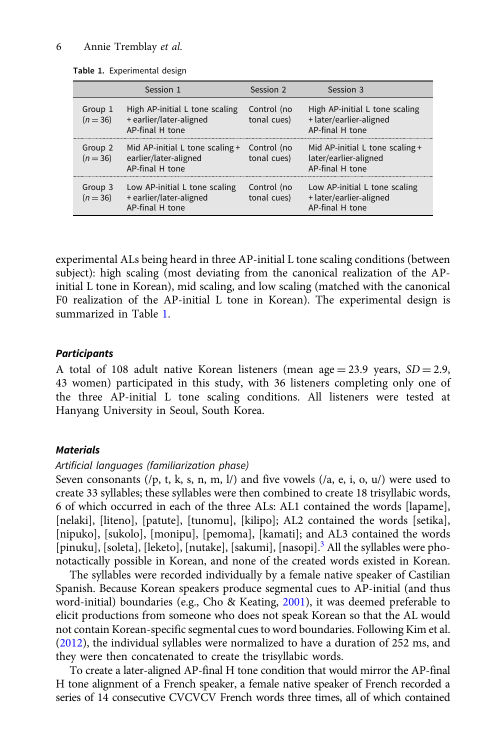Table 1. Experimental design

| | Session 1 | Session 2 | Session 3 |
|---|---|---|---|
| Group 1 ($n = 36$) | High AP-initial L tone scaling + earlier/later-aligned AP-final H tone | Control (no tonal cues) | High AP-initial L tone scaling + later/earlier-aligned AP-final H tone |
| Group 2 ($n = 36$) | Mid AP-initial L tone scaling + earlier/later-aligned AP-final H tone | Control (no tonal cues) | Mid AP-initial L tone scaling + later/earlier-aligned AP-final H tone |
| Group 3 ($n = 36$) | Low AP-initial L tone scaling + earlier/later-aligned AP-final H tone | Control (no tonal cues) | Low AP-initial L tone scaling + later/earlier-aligned AP-final H tone |

experimental ALs being heard in three AP-initial L tone scaling conditions (between subject): high scaling (most deviating from the canonical realization of the AP-initial L tone in Korean), mid scaling, and low scaling (matched with the canonical F0 realization of the AP-initial L tone in Korean). The experimental design is summarized in Table 1.

### Participants

A total of 108 adult native Korean listeners (mean age = 23.9 years, *SD* = 2.9, 43 women) participated in this study, with 36 listeners completing only one of the three AP-initial L tone scaling conditions. All listeners were tested at Hanyang University in Seoul, South Korea.

### Materials

*Artificial languages (familiarization phase)*

Seven consonants (/p, t, k, s, n, m, l/) and five vowels (/a, e, i, o, u/) were used to create 33 syllables; these syllables were then combined to create 18 trisyllabic words, 6 of which occurred in each of the three ALs: AL1 contained the words [lapame], [nelaki], [liteno], [patute], [tunomu], [kilipo]; AL2 contained the words [setika], [nipuko], [sukolo], [monipu], [pemoma], [kamati]; and AL3 contained the words [pinuku], [soleta], [leketo], [nutake], [sakumi], [nasopi].[3] All the syllables were phonotactically possible in Korean, and none of the created words existed in Korean.

The syllables were recorded individually by a female native speaker of Castilian Spanish. Because Korean speakers produce segmental cues to AP-initial (and thus word-initial) boundaries (e.g., Cho & Keating, 2001), it was deemed preferable to elicit productions from someone who does not speak Korean so that the AL would not contain Korean-specific segmental cues to word boundaries. Following Kim et al. (2012), the individual syllables were normalized to have a duration of 252 ms, and they were then concatenated to create the trisyllabic words.

To create a later-aligned AP-final H tone condition that would mirror the AP-final H tone alignment of a French speaker, a female native speaker of French recorded a series of 14 consecutive CVCVCV French words three times, all of which contained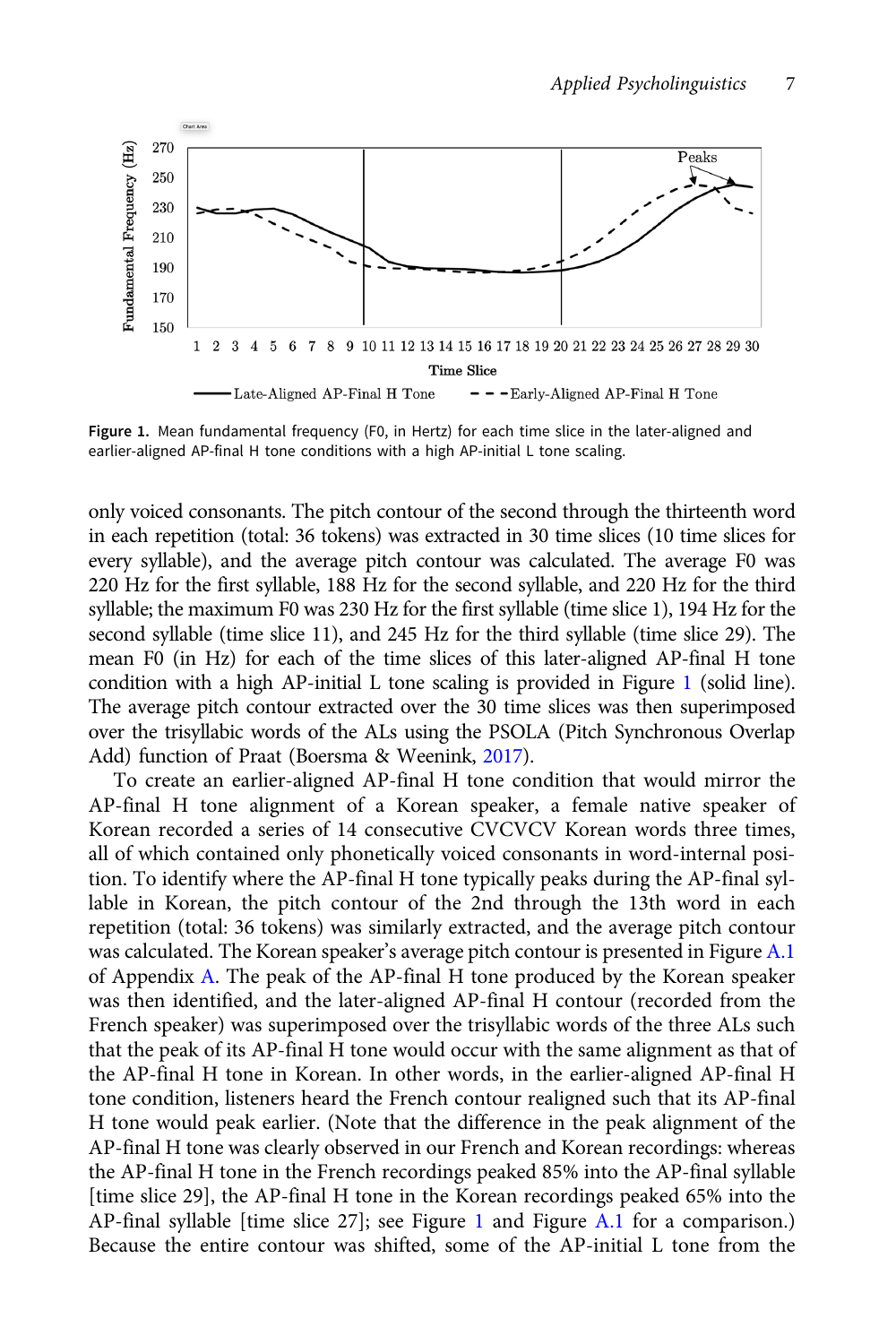Figure 1. Mean fundamental frequency (F0, in Hertz) for each time slice in the later-aligned and earlier-aligned AP-final H tone conditions with a high AP-initial L tone scaling.

only voiced consonants. The pitch contour of the second through the thirteenth word in each repetition (total: 36 tokens) was extracted in 30 time slices (10 time slices for every syllable), and the average pitch contour was calculated. The average F0 was 220 Hz for the first syllable, 188 Hz for the second syllable, and 220 Hz for the third syllable; the maximum F0 was 230 Hz for the first syllable (time slice 1), 194 Hz for the second syllable (time slice 11), and 245 Hz for the third syllable (time slice 29). The mean F0 (in Hz) for each of the time slices of this later-aligned AP-final H tone condition with a high AP-initial L tone scaling is provided in Figure 1 (solid line). The average pitch contour extracted over the 30 time slices was then superimposed over the trisyllabic words of the ALs using the PSOLA (Pitch Synchronous Overlap Add) function of Praat (Boersma & Weenink, 2017).

To create an earlier-aligned AP-final H tone condition that would mirror the AP-final H tone alignment of a Korean speaker, a female native speaker of Korean recorded a series of 14 consecutive CVCVCV Korean words three times, all of which contained only phonetically voiced consonants in word-internal position. To identify where the AP-final H tone typically peaks during the AP-final syllable in Korean, the pitch contour of the 2nd through the 13th word in each repetition (total: 36 tokens) was similarly extracted, and the average pitch contour was calculated. The Korean speaker's average pitch contour is presented in Figure A.1 of Appendix A. The peak of the AP-final H tone produced by the Korean speaker was then identified, and the later-aligned AP-final H contour (recorded from the French speaker) was superimposed over the trisyllabic words of the three ALs such that the peak of its AP-final H tone would occur with the same alignment as that of the AP-final H tone in Korean. In other words, in the earlier-aligned AP-final H tone condition, listeners heard the French contour realigned such that its AP-final H tone would peak earlier. (Note that the difference in the peak alignment of the AP-final H tone was clearly observed in our French and Korean recordings: whereas the AP-final H tone in the French recordings peaked 85% into the AP-final syllable [time slice 29], the AP-final H tone in the Korean recordings peaked 65% into the AP-final syllable [time slice 27]; see Figure 1 and Figure A.1 for a comparison.) Because the entire contour was shifted, some of the AP-initial L tone from the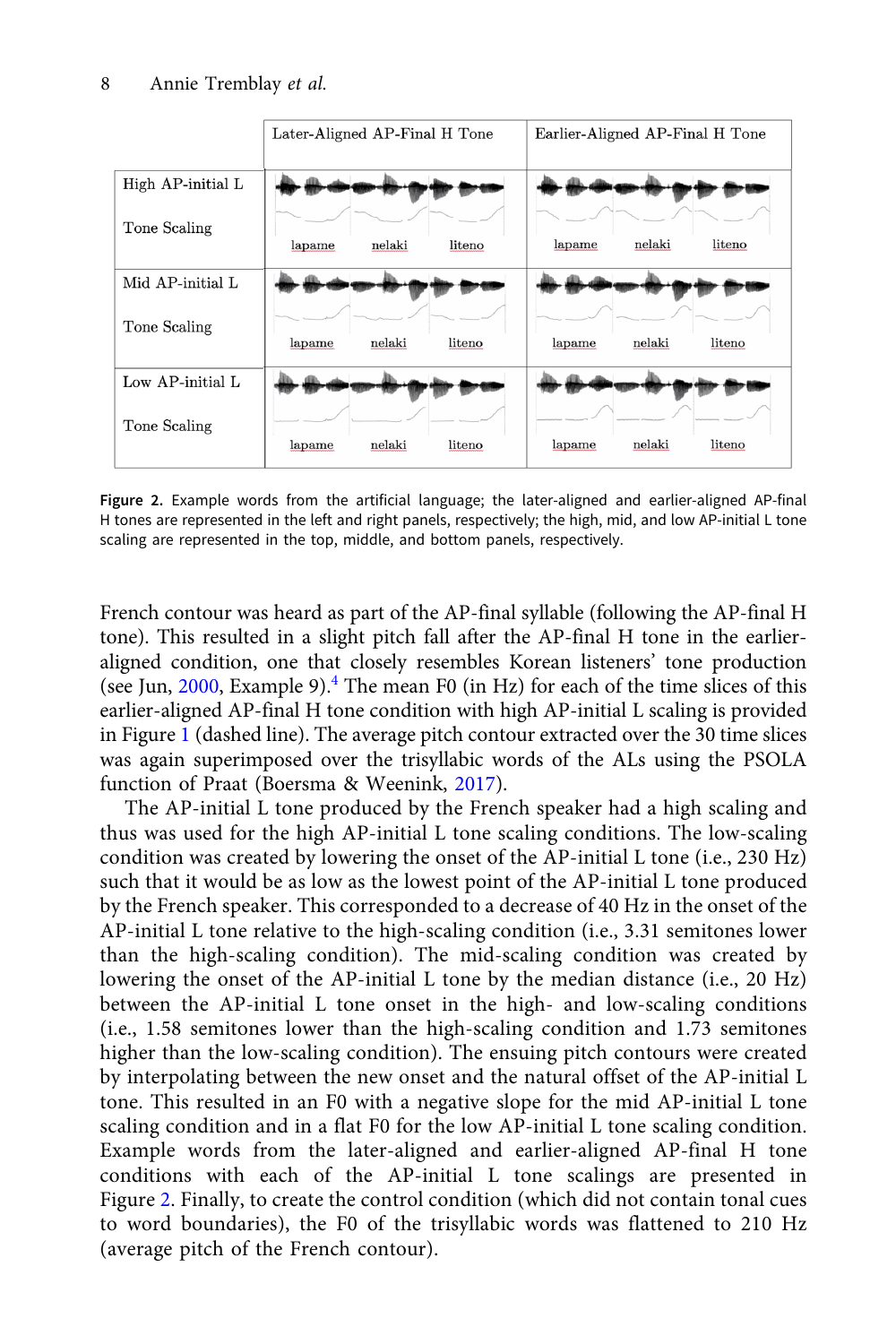| | Later-Aligned AP-Final H Tone | Earlier-Aligned AP-Final H Tone |
|---|---|---|
| High AP-initial L Tone Scaling | lapame nelaki liteno | lapame nelaki liteno |
| Mid AP-initial L Tone Scaling | lapame nelaki liteno | lapame nelaki liteno |
| Low AP-initial L Tone Scaling | lapame nelaki liteno | lapame nelaki liteno |

**Figure 2.** Example words from the artificial language; the later-aligned and earlier-aligned AP-final H tones are represented in the left and right panels, respectively; the high, mid, and low AP-initial L tone scaling are represented in the top, middle, and bottom panels, respectively.

French contour was heard as part of the AP-final syllable (following the AP-final H tone). This resulted in a slight pitch fall after the AP-final H tone in the earlier-aligned condition, one that closely resembles Korean listeners' tone production (see Jun, 2000, Example 9).[4] The mean F0 (in Hz) for each of the time slices of this earlier-aligned AP-final H tone condition with high AP-initial L scaling is provided in Figure 1 (dashed line). The average pitch contour extracted over the 30 time slices was again superimposed over the trisyllabic words of the ALs using the PSOLA function of Praat (Boersma & Weenink, 2017).

The AP-initial L tone produced by the French speaker had a high scaling and thus was used for the high AP-initial L tone scaling conditions. The low-scaling condition was created by lowering the onset of the AP-initial L tone (i.e., 230 Hz) such that it would be as low as the lowest point of the AP-initial L tone produced by the French speaker. This corresponded to a decrease of 40 Hz in the onset of the AP-initial L tone relative to the high-scaling condition (i.e., 3.31 semitones lower than the high-scaling condition). The mid-scaling condition was created by lowering the onset of the AP-initial L tone by the median distance (i.e., 20 Hz) between the AP-initial L tone onset in the high- and low-scaling conditions (i.e., 1.58 semitones lower than the high-scaling condition and 1.73 semitones higher than the low-scaling condition). The ensuing pitch contours were created by interpolating between the new onset and the natural offset of the AP-initial L tone. This resulted in an F0 with a negative slope for the mid AP-initial L tone scaling condition and in a flat F0 for the low AP-initial L tone scaling condition. Example words from the later-aligned and earlier-aligned AP-final H tone conditions with each of the AP-initial L tone scalings are presented in Figure 2. Finally, to create the control condition (which did not contain tonal cues to word boundaries), the F0 of the trisyllabic words was flattened to 210 Hz (average pitch of the French contour).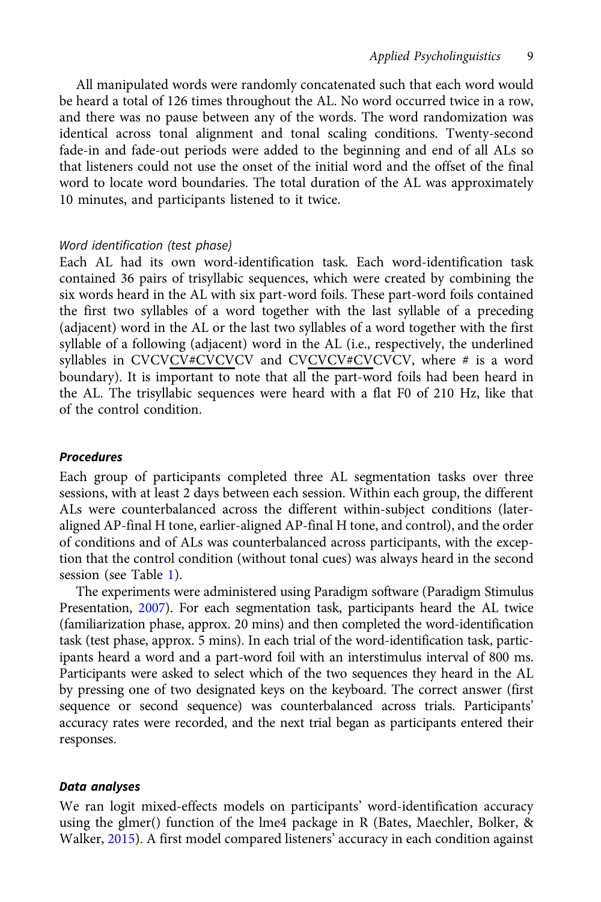All manipulated words were randomly concatenated such that each word would be heard a total of 126 times throughout the AL. No word occurred twice in a row, and there was no pause between any of the words. The word randomization was identical across tonal alignment and tonal scaling conditions. Twenty-second fade-in and fade-out periods were added to the beginning and end of all ALs so that listeners could not use the onset of the initial word and the offset of the final word to locate word boundaries. The total duration of the AL was approximately 10 minutes, and participants listened to it twice.

#### *Word identification (test phase)*

Each AL had its own word-identification task. Each word-identification task contained 36 pairs of trisyllabic sequences, which were created by combining the six words heard in the AL with six part-word foils. These part-word foils contained the first two syllables of a word together with the last syllable of a preceding (adjacent) word in the AL or the last two syllables of a word together with the first syllable of a following (adjacent) word in the AL (i.e., respectively, the underlined syllables in CVCV<u>CV#CVCV</u>CV and CV<u>CVCV#CV</u>CVCV, where # is a word boundary). It is important to note that all the part-word foils had been heard in the AL. The trisyllabic sequences were heard with a flat F0 of 210 Hz, like that of the control condition.

### ***Procedures***

Each group of participants completed three AL segmentation tasks over three sessions, with at least 2 days between each session. Within each group, the different ALs were counterbalanced across the different within-subject conditions (later-aligned AP-final H tone, earlier-aligned AP-final H tone, and control), and the order of conditions and of ALs was counterbalanced across participants, with the exception that the control condition (without tonal cues) was always heard in the second session (see Table 1).

The experiments were administered using Paradigm software (Paradigm Stimulus Presentation, 2007). For each segmentation task, participants heard the AL twice (familiarization phase, approx. 20 mins) and then completed the word-identification task (test phase, approx. 5 mins). In each trial of the word-identification task, participants heard a word and a part-word foil with an interstimulus interval of 800 ms. Participants were asked to select which of the two sequences they heard in the AL by pressing one of two designated keys on the keyboard. The correct answer (first sequence or second sequence) was counterbalanced across trials. Participants' accuracy rates were recorded, and the next trial began as participants entered their responses.

### ***Data analyses***

We ran logit mixed-effects models on participants' word-identification accuracy using the glmer() function of the lme4 package in R (Bates, Maechler, Bolker, & Walker, 2015). A first model compared listeners' accuracy in each condition against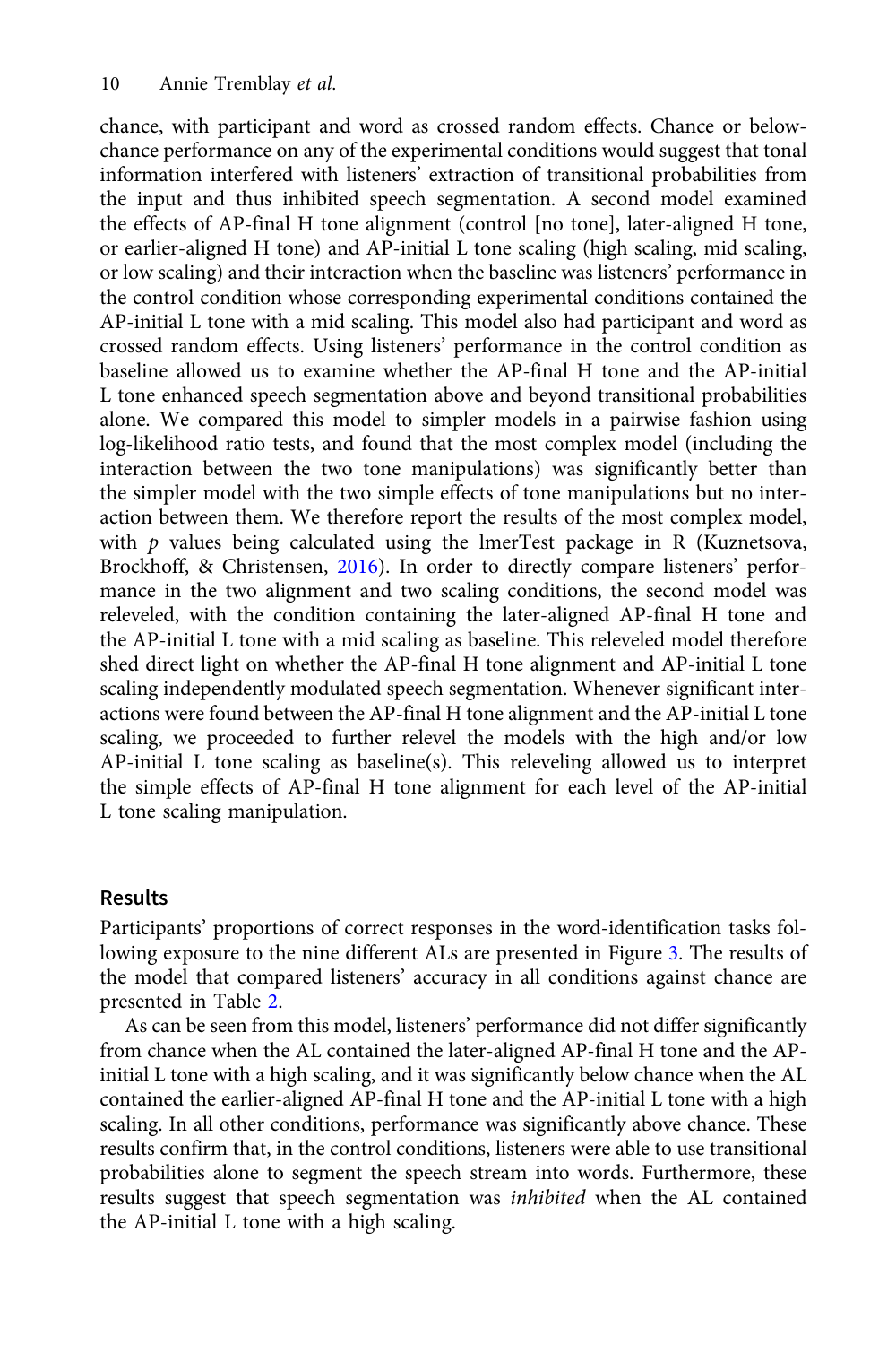chance, with participant and word as crossed random effects. Chance or below-chance performance on any of the experimental conditions would suggest that tonal information interfered with listeners' extraction of transitional probabilities from the input and thus inhibited speech segmentation. A second model examined the effects of AP-final H tone alignment (control [no tone], later-aligned H tone, or earlier-aligned H tone) and AP-initial L tone scaling (high scaling, mid scaling, or low scaling) and their interaction when the baseline was listeners' performance in the control condition whose corresponding experimental conditions contained the AP-initial L tone with a mid scaling. This model also had participant and word as crossed random effects. Using listeners' performance in the control condition as baseline allowed us to examine whether the AP-final H tone and the AP-initial L tone enhanced speech segmentation above and beyond transitional probabilities alone. We compared this model to simpler models in a pairwise fashion using log-likelihood ratio tests, and found that the most complex model (including the interaction between the two tone manipulations) was significantly better than the simpler model with the two simple effects of tone manipulations but no interaction between them. We therefore report the results of the most complex model, with $p$ values being calculated using the lmerTest package in R (Kuznetsova, Brockhoff, & Christensen, 2016). In order to directly compare listeners' performance in the two alignment and two scaling conditions, the second model was releveled, with the condition containing the later-aligned AP-final H tone and the AP-initial L tone with a mid scaling as baseline. This releveled model therefore shed direct light on whether the AP-final H tone alignment and AP-initial L tone scaling independently modulated speech segmentation. Whenever significant interactions were found between the AP-final H tone alignment and the AP-initial L tone scaling, we proceeded to further relevel the models with the high and/or low AP-initial L tone scaling as baseline(s). This releveling allowed us to interpret the simple effects of AP-final H tone alignment for each level of the AP-initial L tone scaling manipulation.

## Results

Participants' proportions of correct responses in the word-identification tasks following exposure to the nine different ALs are presented in Figure 3. The results of the model that compared listeners' accuracy in all conditions against chance are presented in Table 2.

As can be seen from this model, listeners' performance did not differ significantly from chance when the AL contained the later-aligned AP-final H tone and the AP-initial L tone with a high scaling, and it was significantly below chance when the AL contained the earlier-aligned AP-final H tone and the AP-initial L tone with a high scaling. In all other conditions, performance was significantly above chance. These results confirm that, in the control conditions, listeners were able to use transitional probabilities alone to segment the speech stream into words. Furthermore, these results suggest that speech segmentation was *inhibited* when the AL contained the AP-initial L tone with a high scaling.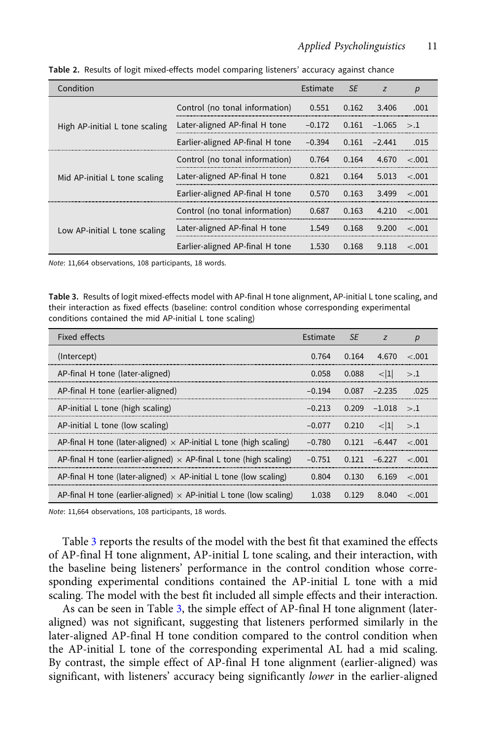**Table 2.** Results of logit mixed-effects model comparing listeners' accuracy against chance

| Condition | | Estimate | *SE* | *z* | *p* |
|---|---|---|---|---|---|
| High AP-initial L tone scaling | Control (no tonal information) | 0.551 | 0.162 | 3.406 | .001 |
| | Later-aligned AP-final H tone | −0.172 | 0.161 | −1.065 | >.1 |
| | Earlier-aligned AP-final H tone | −0.394 | 0.161 | −2.441 | .015 |
| Mid AP-initial L tone scaling | Control (no tonal information) | 0.764 | 0.164 | 4.670 | <.001 |
| | Later-aligned AP-final H tone | 0.821 | 0.164 | 5.013 | <.001 |
| | Earlier-aligned AP-final H tone | 0.570 | 0.163 | 3.499 | <.001 |
| Low AP-initial L tone scaling | Control (no tonal information) | 0.687 | 0.163 | 4.210 | <.001 |
| | Later-aligned AP-final H tone | 1.549 | 0.168 | 9.200 | <.001 |
| | Earlier-aligned AP-final H tone | 1.530 | 0.168 | 9.118 | <.001 |

*Note*: 11,664 observations, 108 participants, 18 words.

**Table 3.** Results of logit mixed-effects model with AP-final H tone alignment, AP-initial L tone scaling, and their interaction as fixed effects (baseline: control condition whose corresponding experimental conditions contained the mid AP-initial L tone scaling)

| Fixed effects | Estimate | *SE* | *z* | *p* |
|---|---|---|---|---|
| (Intercept) | 0.764 | 0.164 | 4.670 | <.001 |
| AP-final H tone (later-aligned) | 0.058 | 0.088 | <\|1\| | >.1 |
| AP-final H tone (earlier-aligned) | −0.194 | 0.087 | −2.235 | .025 |
| AP-initial L tone (high scaling) | −0.213 | 0.209 | −1.018 | >.1 |
| AP-initial L tone (low scaling) | −0.077 | 0.210 | <\|1\| | >.1 |
| AP-final H tone (later-aligned) × AP-initial L tone (high scaling) | −0.780 | 0.121 | −6.447 | <.001 |
| AP-final H tone (earlier-aligned) × AP-final L tone (high scaling) | −0.751 | 0.121 | −6.227 | <.001 |
| AP-final H tone (later-aligned) × AP-initial L tone (low scaling) | 0.804 | 0.130 | 6.169 | <.001 |
| AP-final H tone (earlier-aligned) × AP-initial L tone (low scaling) | 1.038 | 0.129 | 8.040 | <.001 |

*Note*: 11,664 observations, 108 participants, 18 words.

Table 3 reports the results of the model with the best fit that examined the effects of AP-final H tone alignment, AP-initial L tone scaling, and their interaction, with the baseline being listeners' performance in the control condition whose corresponding experimental conditions contained the AP-initial L tone with a mid scaling. The model with the best fit included all simple effects and their interaction.

As can be seen in Table 3, the simple effect of AP-final H tone alignment (later-aligned) was not significant, suggesting that listeners performed similarly in the later-aligned AP-final H tone condition compared to the control condition when the AP-initial L tone of the corresponding experimental AL had a mid scaling. By contrast, the simple effect of AP-final H tone alignment (earlier-aligned) was significant, with listeners' accuracy being significantly *lower* in the earlier-aligned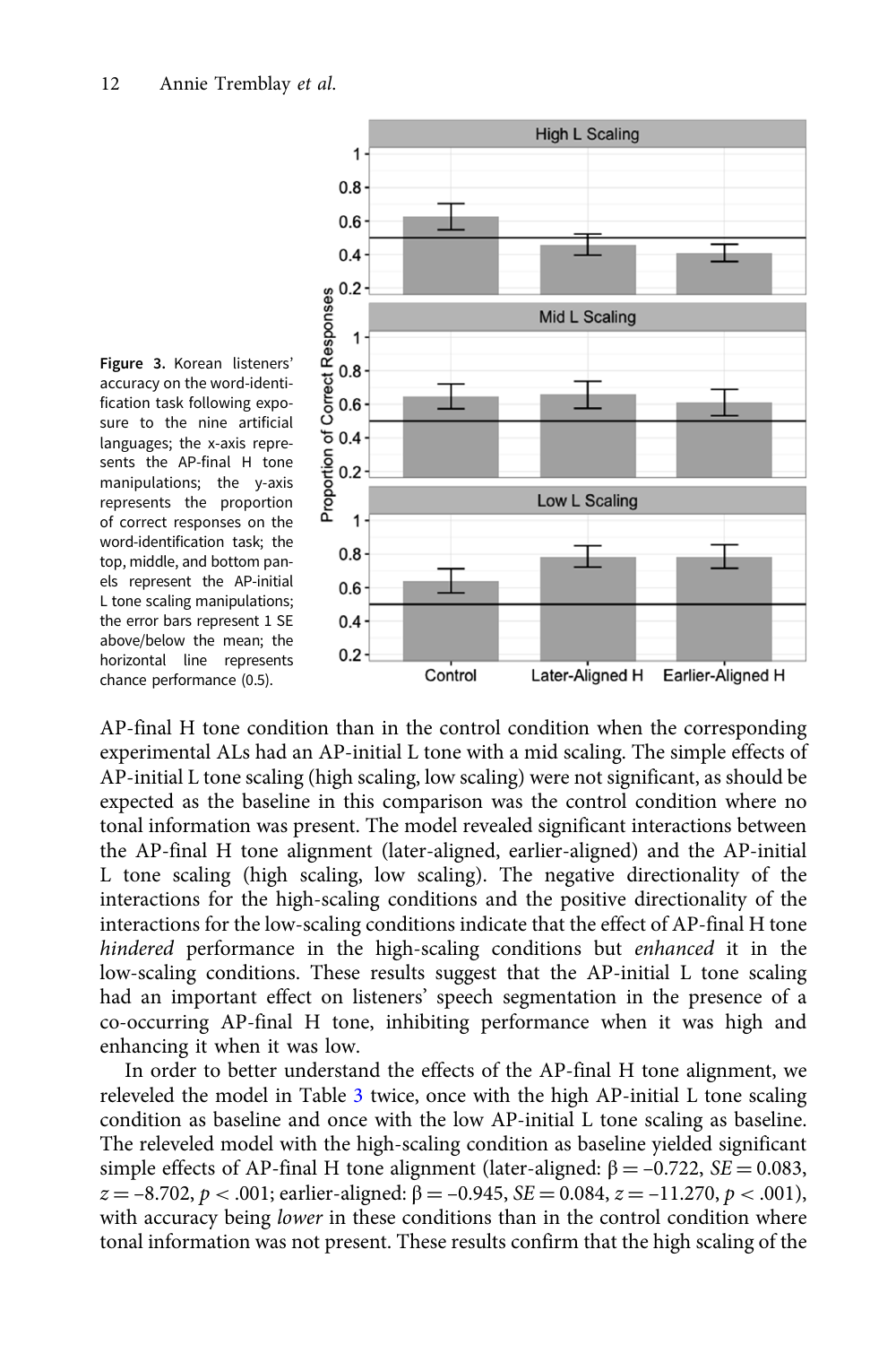**Figure 3.** Korean listeners' accuracy on the word-identification task following exposure to the nine artificial languages; the x-axis represents the AP-final H tone manipulations; the y-axis represents the proportion of correct responses on the word-identification task; the top, middle, and bottom panels represent the AP-initial L tone scaling manipulations; the error bars represent 1 SE above/below the mean; the horizontal line represents chance performance (0.5).

AP-final H tone condition than in the control condition when the corresponding experimental ALs had an AP-initial L tone with a mid scaling. The simple effects of AP-initial L tone scaling (high scaling, low scaling) were not significant, as should be expected as the baseline in this comparison was the control condition where no tonal information was present. The model revealed significant interactions between the AP-final H tone alignment (later-aligned, earlier-aligned) and the AP-initial L tone scaling (high scaling, low scaling). The negative directionality of the interactions for the high-scaling conditions and the positive directionality of the interactions for the low-scaling conditions indicate that the effect of AP-final H tone *hindered* performance in the high-scaling conditions but *enhanced* it in the low-scaling conditions. These results suggest that the AP-initial L tone scaling had an important effect on listeners' speech segmentation in the presence of a co-occurring AP-final H tone, inhibiting performance when it was high and enhancing it when it was low.

In order to better understand the effects of the AP-final H tone alignment, we releveled the model in Table 3 twice, once with the high AP-initial L tone scaling condition as baseline and once with the low AP-initial L tone scaling as baseline. The releveled model with the high-scaling condition as baseline yielded significant simple effects of AP-final H tone alignment (later-aligned: $\beta = -0.722$, $SE = 0.083$, $z = -8.702$, $p < .001$; earlier-aligned: $\beta = -0.945$, $SE = 0.084$, $z = -11.270$, $p < .001$), with accuracy being *lower* in these conditions than in the control condition where tonal information was not present. These results confirm that the high scaling of the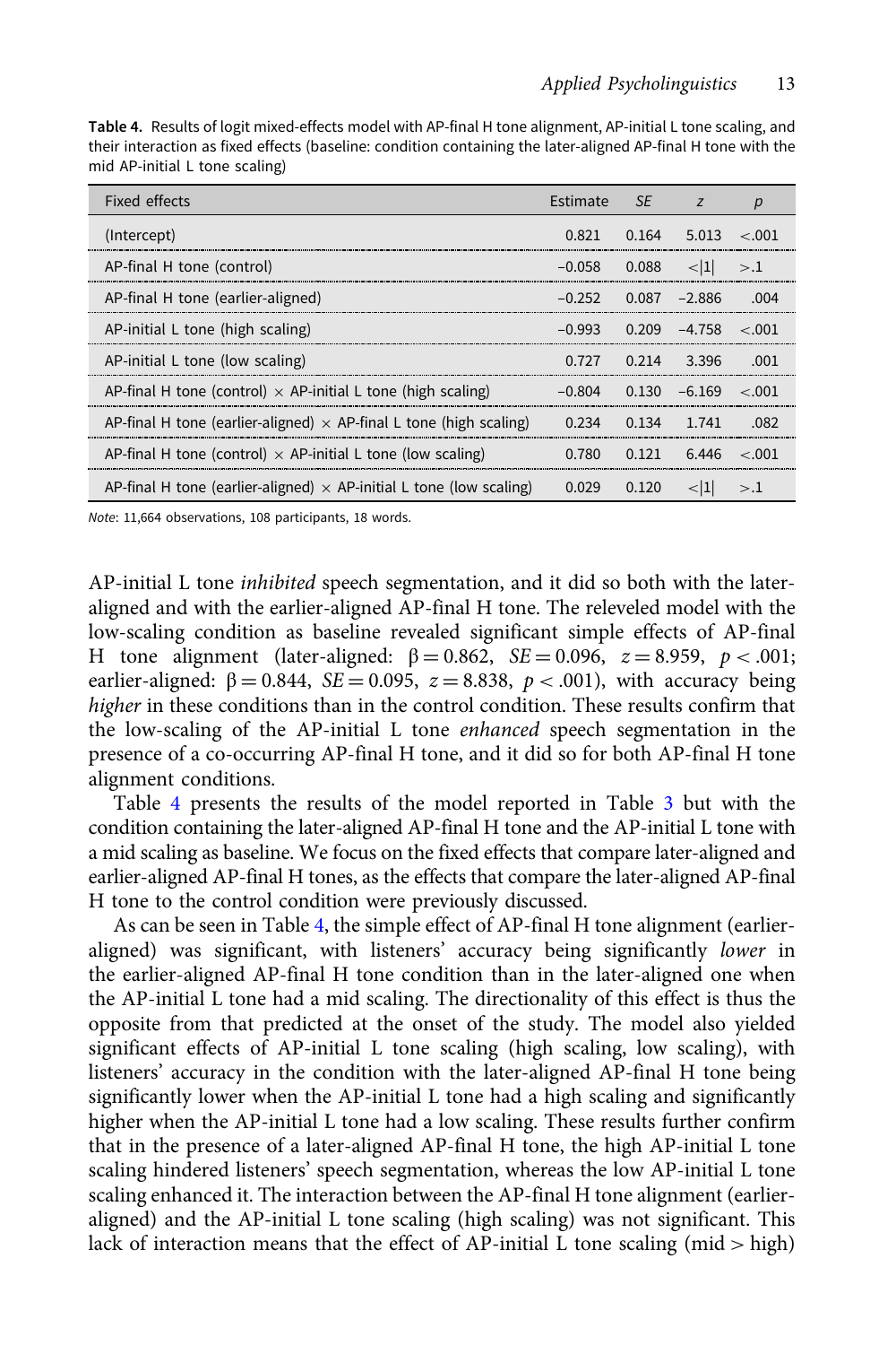**Table 4.** Results of logit mixed-effects model with AP-final H tone alignment, AP-initial L tone scaling, and their interaction as fixed effects (baseline: condition containing the later-aligned AP-final H tone with the mid AP-initial L tone scaling)

| Fixed effects | Estimate | *SE* | *z* | *p* |
|---|---|---|---|---|
| (Intercept) | 0.821 | 0.164 | 5.013 | <.001 |
| AP-final H tone (control) | −0.058 | 0.088 | <\|1\| | >.1 |
| AP-final H tone (earlier-aligned) | −0.252 | 0.087 | −2.886 | .004 |
| AP-initial L tone (high scaling) | −0.993 | 0.209 | −4.758 | <.001 |
| AP-initial L tone (low scaling) | 0.727 | 0.214 | 3.396 | .001 |
| AP-final H tone (control) × AP-initial L tone (high scaling) | −0.804 | 0.130 | −6.169 | <.001 |
| AP-final H tone (earlier-aligned) × AP-final L tone (high scaling) | 0.234 | 0.134 | 1.741 | .082 |
| AP-final H tone (control) × AP-initial L tone (low scaling) | 0.780 | 0.121 | 6.446 | <.001 |
| AP-final H tone (earlier-aligned) × AP-initial L tone (low scaling) | 0.029 | 0.120 | <\|1\| | >.1 |

*Note*: 11,664 observations, 108 participants, 18 words.

AP-initial L tone *inhibited* speech segmentation, and it did so both with the later-aligned and with the earlier-aligned AP-final H tone. The releveled model with the low-scaling condition as baseline revealed significant simple effects of AP-final H tone alignment (later-aligned: $\beta = 0.862$, $SE = 0.096$, $z = 8.959$, $p < .001$; earlier-aligned: $\beta = 0.844$, $SE = 0.095$, $z = 8.838$, $p < .001$), with accuracy being *higher* in these conditions than in the control condition. These results confirm that the low-scaling of the AP-initial L tone *enhanced* speech segmentation in the presence of a co-occurring AP-final H tone, and it did so for both AP-final H tone alignment conditions.

Table 4 presents the results of the model reported in Table 3 but with the condition containing the later-aligned AP-final H tone and the AP-initial L tone with a mid scaling as baseline. We focus on the fixed effects that compare later-aligned and earlier-aligned AP-final H tones, as the effects that compare the later-aligned AP-final H tone to the control condition were previously discussed.

As can be seen in Table 4, the simple effect of AP-final H tone alignment (earlier-aligned) was significant, with listeners' accuracy being significantly *lower* in the earlier-aligned AP-final H tone condition than in the later-aligned one when the AP-initial L tone had a mid scaling. The directionality of this effect is thus the opposite from that predicted at the onset of the study. The model also yielded significant effects of AP-initial L tone scaling (high scaling, low scaling), with listeners' accuracy in the condition with the later-aligned AP-final H tone being significantly lower when the AP-initial L tone had a high scaling and significantly higher when the AP-initial L tone had a low scaling. These results further confirm that in the presence of a later-aligned AP-final H tone, the high AP-initial L tone scaling hindered listeners' speech segmentation, whereas the low AP-initial L tone scaling enhanced it. The interaction between the AP-final H tone alignment (earlier-aligned) and the AP-initial L tone scaling (high scaling) was not significant. This lack of interaction means that the effect of AP-initial L tone scaling (mid > high)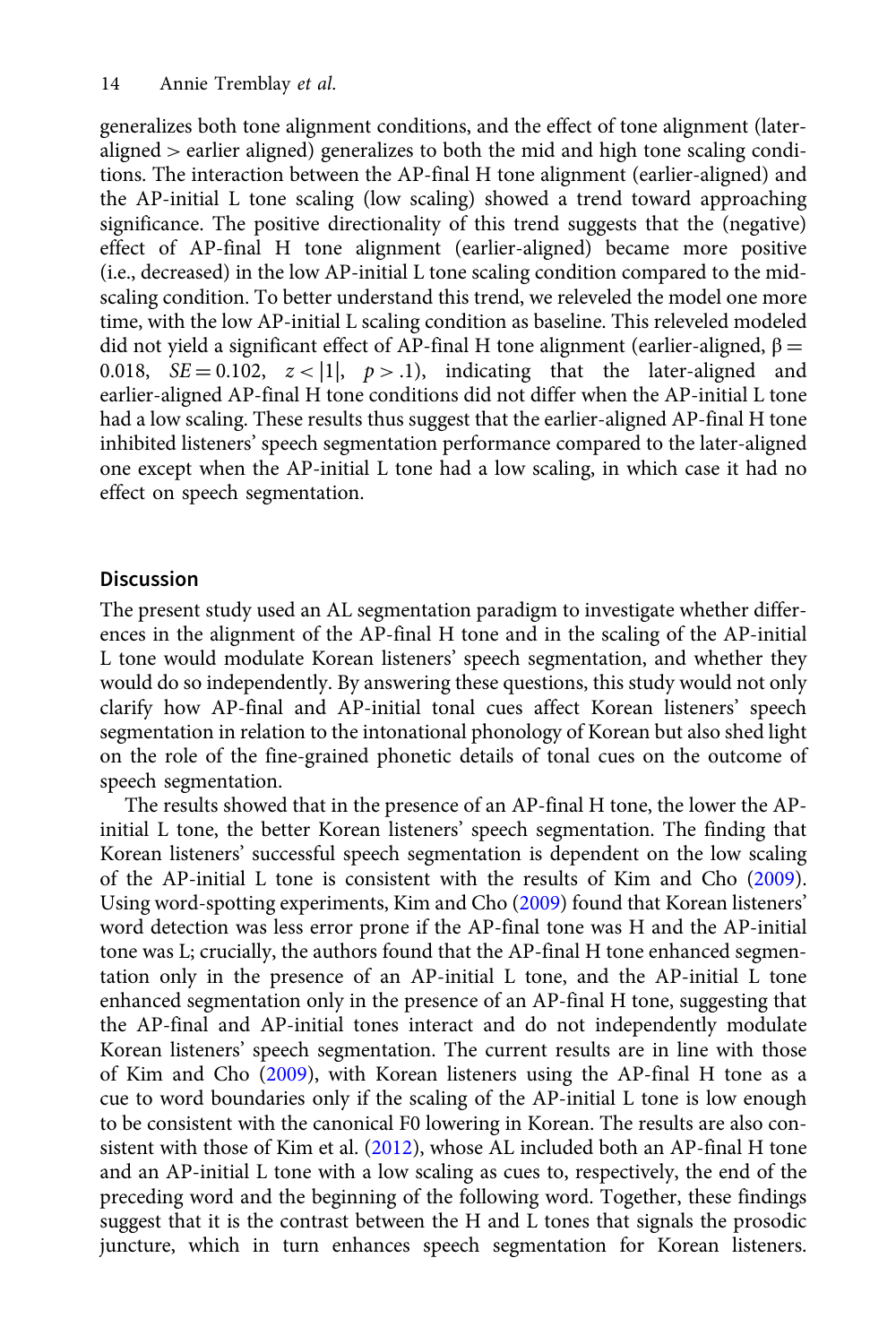generalizes both tone alignment conditions, and the effect of tone alignment (later-aligned > earlier aligned) generalizes to both the mid and high tone scaling conditions. The interaction between the AP-final H tone alignment (earlier-aligned) and the AP-initial L tone scaling (low scaling) showed a trend toward approaching significance. The positive directionality of this trend suggests that the (negative) effect of AP-final H tone alignment (earlier-aligned) became more positive (i.e., decreased) in the low AP-initial L tone scaling condition compared to the mid-scaling condition. To better understand this trend, we releveled the model one more time, with the low AP-initial L scaling condition as baseline. This releveled modeled did not yield a significant effect of AP-final H tone alignment (earlier-aligned, $\beta = 0.018$, $SE = 0.102$, $z < |1|$, $p > .1$), indicating that the later-aligned and earlier-aligned AP-final H tone conditions did not differ when the AP-initial L tone had a low scaling. These results thus suggest that the earlier-aligned AP-final H tone inhibited listeners' speech segmentation performance compared to the later-aligned one except when the AP-initial L tone had a low scaling, in which case it had no effect on speech segmentation.

## Discussion

The present study used an AL segmentation paradigm to investigate whether differences in the alignment of the AP-final H tone and in the scaling of the AP-initial L tone would modulate Korean listeners' speech segmentation, and whether they would do so independently. By answering these questions, this study would not only clarify how AP-final and AP-initial tonal cues affect Korean listeners' speech segmentation in relation to the intonational phonology of Korean but also shed light on the role of the fine-grained phonetic details of tonal cues on the outcome of speech segmentation.

The results showed that in the presence of an AP-final H tone, the lower the AP-initial L tone, the better Korean listeners' speech segmentation. The finding that Korean listeners' successful speech segmentation is dependent on the low scaling of the AP-initial L tone is consistent with the results of Kim and Cho (2009). Using word-spotting experiments, Kim and Cho (2009) found that Korean listeners' word detection was less error prone if the AP-final tone was H and the AP-initial tone was L; crucially, the authors found that the AP-final H tone enhanced segmentation only in the presence of an AP-initial L tone, and the AP-initial L tone enhanced segmentation only in the presence of an AP-final H tone, suggesting that the AP-final and AP-initial tones interact and do not independently modulate Korean listeners' speech segmentation. The current results are in line with those of Kim and Cho (2009), with Korean listeners using the AP-final H tone as a cue to word boundaries only if the scaling of the AP-initial L tone is low enough to be consistent with the canonical F0 lowering in Korean. The results are also consistent with those of Kim et al. (2012), whose AL included both an AP-final H tone and an AP-initial L tone with a low scaling as cues to, respectively, the end of the preceding word and the beginning of the following word. Together, these findings suggest that it is the contrast between the H and L tones that signals the prosodic juncture, which in turn enhances speech segmentation for Korean listeners.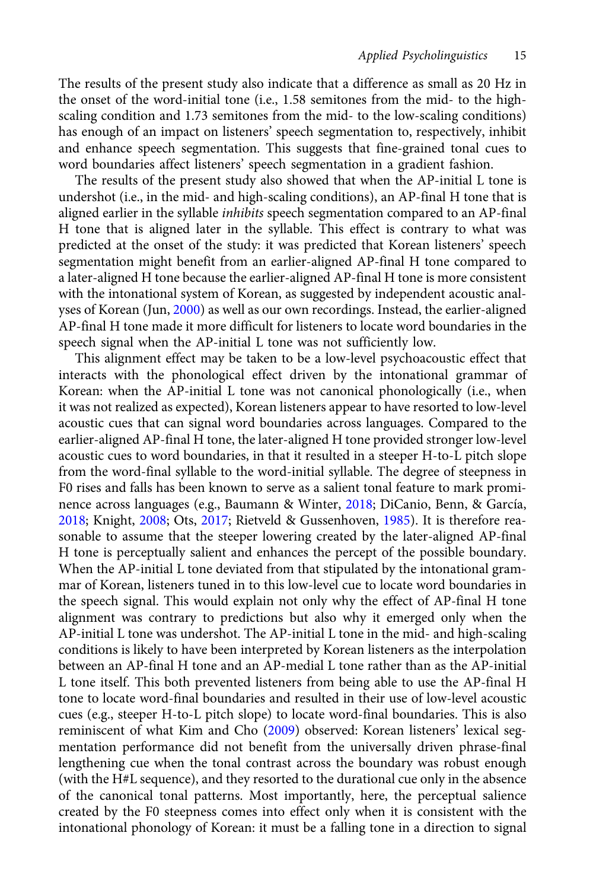The results of the present study also indicate that a difference as small as 20 Hz in the onset of the word-initial tone (i.e., 1.58 semitones from the mid- to the high-scaling condition and 1.73 semitones from the mid- to the low-scaling conditions) has enough of an impact on listeners' speech segmentation to, respectively, inhibit and enhance speech segmentation. This suggests that fine-grained tonal cues to word boundaries affect listeners' speech segmentation in a gradient fashion.

The results of the present study also showed that when the AP-initial L tone is undershot (i.e., in the mid- and high-scaling conditions), an AP-final H tone that is aligned earlier in the syllable *inhibits* speech segmentation compared to an AP-final H tone that is aligned later in the syllable. This effect is contrary to what was predicted at the onset of the study: it was predicted that Korean listeners' speech segmentation might benefit from an earlier-aligned AP-final H tone compared to a later-aligned H tone because the earlier-aligned AP-final H tone is more consistent with the intonational system of Korean, as suggested by independent acoustic analyses of Korean (Jun, 2000) as well as our own recordings. Instead, the earlier-aligned AP-final H tone made it more difficult for listeners to locate word boundaries in the speech signal when the AP-initial L tone was not sufficiently low.

This alignment effect may be taken to be a low-level psychoacoustic effect that interacts with the phonological effect driven by the intonational grammar of Korean: when the AP-initial L tone was not canonical phonologically (i.e., when it was not realized as expected), Korean listeners appear to have resorted to low-level acoustic cues that can signal word boundaries across languages. Compared to the earlier-aligned AP-final H tone, the later-aligned H tone provided stronger low-level acoustic cues to word boundaries, in that it resulted in a steeper H-to-L pitch slope from the word-final syllable to the word-initial syllable. The degree of steepness in F0 rises and falls has been known to serve as a salient tonal feature to mark prominence across languages (e.g., Baumann & Winter, 2018; DiCanio, Benn, & García, 2018; Knight, 2008; Ots, 2017; Rietveld & Gussenhoven, 1985). It is therefore reasonable to assume that the steeper lowering created by the later-aligned AP-final H tone is perceptually salient and enhances the percept of the possible boundary. When the AP-initial L tone deviated from that stipulated by the intonational grammar of Korean, listeners tuned in to this low-level cue to locate word boundaries in the speech signal. This would explain not only why the effect of AP-final H tone alignment was contrary to predictions but also why it emerged only when the AP-initial L tone was undershot. The AP-initial L tone in the mid- and high-scaling conditions is likely to have been interpreted by Korean listeners as the interpolation between an AP-final H tone and an AP-medial L tone rather than as the AP-initial L tone itself. This both prevented listeners from being able to use the AP-final H tone to locate word-final boundaries and resulted in their use of low-level acoustic cues (e.g., steeper H-to-L pitch slope) to locate word-final boundaries. This is also reminiscent of what Kim and Cho (2009) observed: Korean listeners' lexical segmentation performance did not benefit from the universally driven phrase-final lengthening cue when the tonal contrast across the boundary was robust enough (with the H#L sequence), and they resorted to the durational cue only in the absence of the canonical tonal patterns. Most importantly, here, the perceptual salience created by the F0 steepness comes into effect only when it is consistent with the intonational phonology of Korean: it must be a falling tone in a direction to signal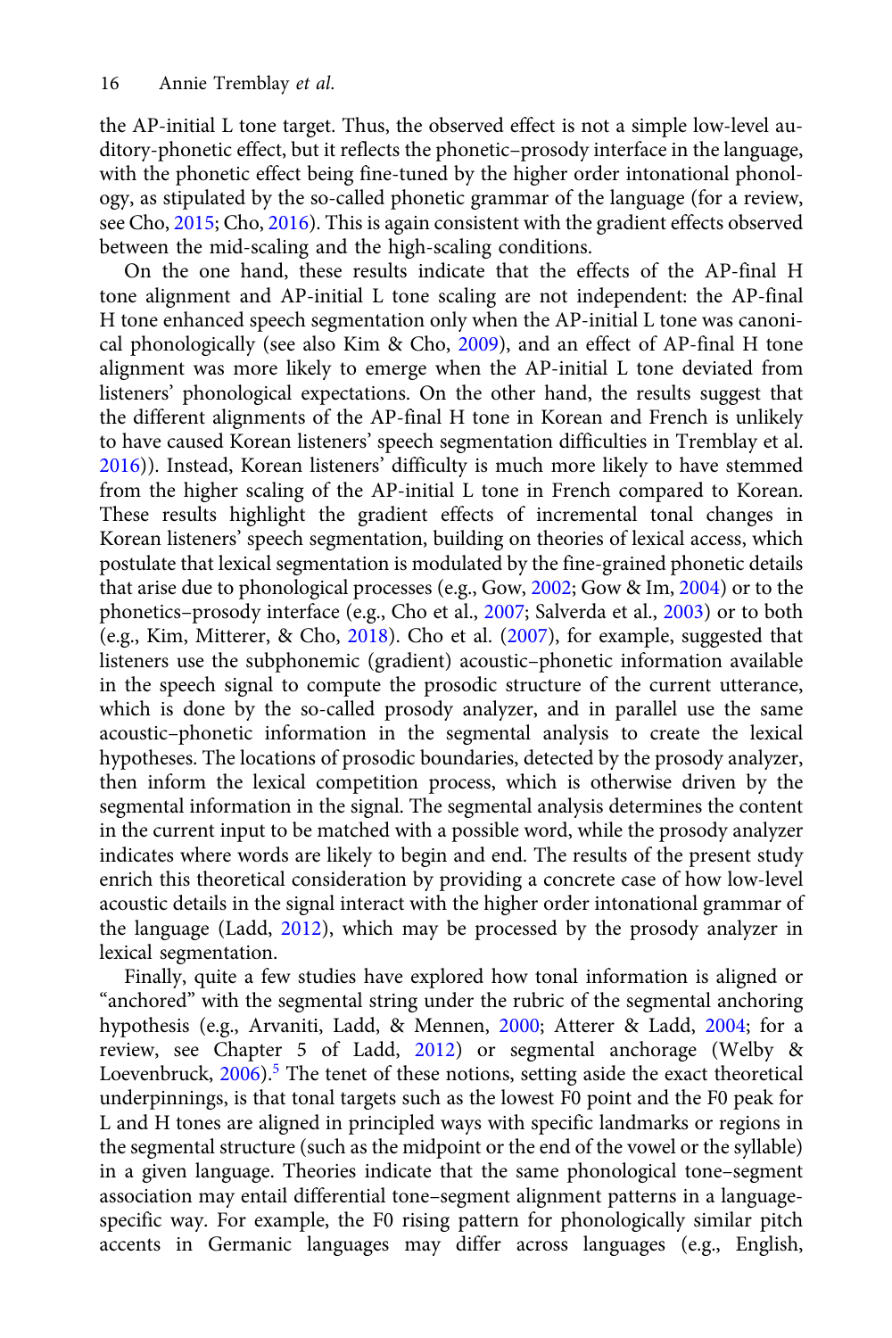the AP-initial L tone target. Thus, the observed effect is not a simple low-level auditory-phonetic effect, but it reflects the phonetic–prosody interface in the language, with the phonetic effect being fine-tuned by the higher order intonational phonology, as stipulated by the so-called phonetic grammar of the language (for a review, see Cho, 2015; Cho, 2016). This is again consistent with the gradient effects observed between the mid-scaling and the high-scaling conditions.

On the one hand, these results indicate that the effects of the AP-final H tone alignment and AP-initial L tone scaling are not independent: the AP-final H tone enhanced speech segmentation only when the AP-initial L tone was canonical phonologically (see also Kim & Cho, 2009), and an effect of AP-final H tone alignment was more likely to emerge when the AP-initial L tone deviated from listeners' phonological expectations. On the other hand, the results suggest that the different alignments of the AP-final H tone in Korean and French is unlikely to have caused Korean listeners' speech segmentation difficulties in Tremblay et al. 2016)). Instead, Korean listeners' difficulty is much more likely to have stemmed from the higher scaling of the AP-initial L tone in French compared to Korean. These results highlight the gradient effects of incremental tonal changes in Korean listeners' speech segmentation, building on theories of lexical access, which postulate that lexical segmentation is modulated by the fine-grained phonetic details that arise due to phonological processes (e.g., Gow, 2002; Gow & Im, 2004) or to the phonetics–prosody interface (e.g., Cho et al., 2007; Salverda et al., 2003) or to both (e.g., Kim, Mitterer, & Cho, 2018). Cho et al. (2007), for example, suggested that listeners use the subphonemic (gradient) acoustic–phonetic information available in the speech signal to compute the prosodic structure of the current utterance, which is done by the so-called prosody analyzer, and in parallel use the same acoustic–phonetic information in the segmental analysis to create the lexical hypotheses. The locations of prosodic boundaries, detected by the prosody analyzer, then inform the lexical competition process, which is otherwise driven by the segmental information in the signal. The segmental analysis determines the content in the current input to be matched with a possible word, while the prosody analyzer indicates where words are likely to begin and end. The results of the present study enrich this theoretical consideration by providing a concrete case of how low-level acoustic details in the signal interact with the higher order intonational grammar of the language (Ladd, 2012), which may be processed by the prosody analyzer in lexical segmentation.

Finally, quite a few studies have explored how tonal information is aligned or "anchored" with the segmental string under the rubric of the segmental anchoring hypothesis (e.g., Arvaniti, Ladd, & Mennen, 2000; Atterer & Ladd, 2004; for a review, see Chapter 5 of Ladd, 2012) or segmental anchorage (Welby & Loevenbruck, 2006).[5] The tenet of these notions, setting aside the exact theoretical underpinnings, is that tonal targets such as the lowest F0 point and the F0 peak for L and H tones are aligned in principled ways with specific landmarks or regions in the segmental structure (such as the midpoint or the end of the vowel or the syllable) in a given language. Theories indicate that the same phonological tone–segment association may entail differential tone–segment alignment patterns in a language-specific way. For example, the F0 rising pattern for phonologically similar pitch accents in Germanic languages may differ across languages (e.g., English,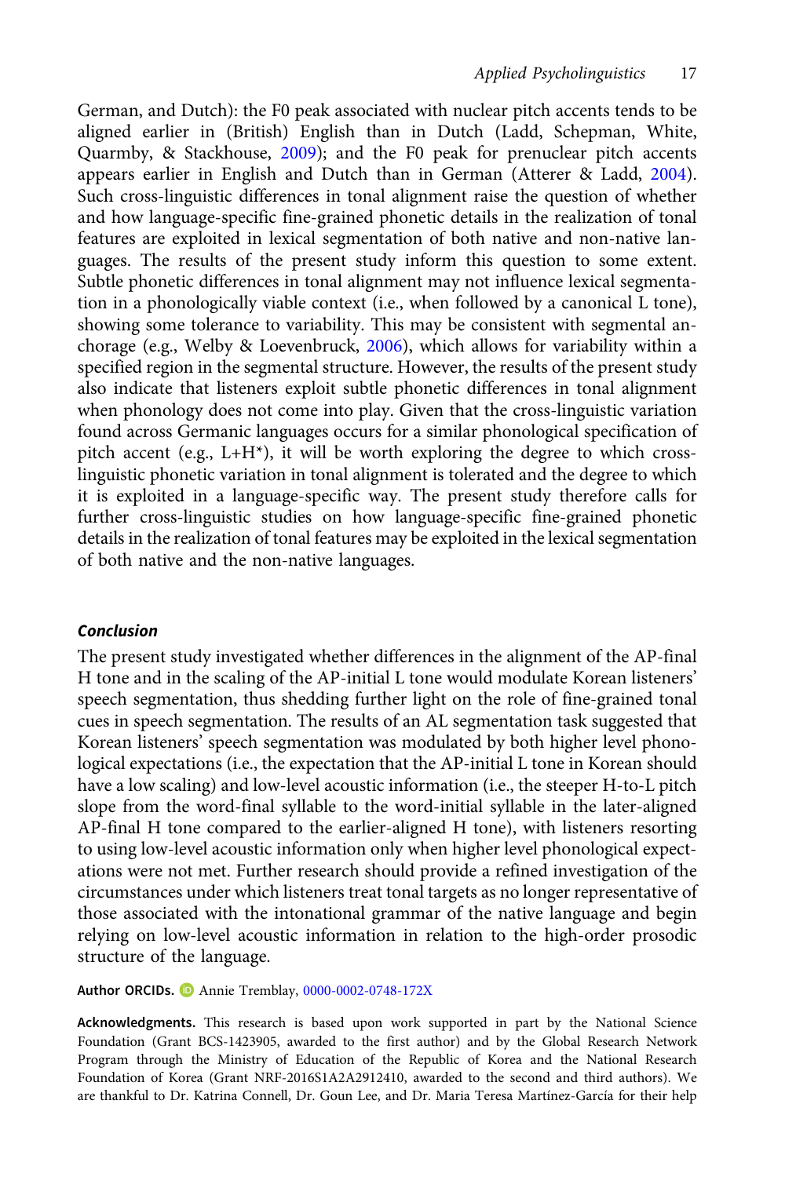German, and Dutch): the F0 peak associated with nuclear pitch accents tends to be aligned earlier in (British) English than in Dutch (Ladd, Schepman, White, Quarmby, & Stackhouse, 2009); and the F0 peak for prenuclear pitch accents appears earlier in English and Dutch than in German (Atterer & Ladd, 2004). Such cross-linguistic differences in tonal alignment raise the question of whether and how language-specific fine-grained phonetic details in the realization of tonal features are exploited in lexical segmentation of both native and non-native languages. The results of the present study inform this question to some extent. Subtle phonetic differences in tonal alignment may not influence lexical segmentation in a phonologically viable context (i.e., when followed by a canonical L tone), showing some tolerance to variability. This may be consistent with segmental anchorage (e.g., Welby & Loevenbruck, 2006), which allows for variability within a specified region in the segmental structure. However, the results of the present study also indicate that listeners exploit subtle phonetic differences in tonal alignment when phonology does not come into play. Given that the cross-linguistic variation found across Germanic languages occurs for a similar phonological specification of pitch accent (e.g., L+H*), it will be worth exploring the degree to which cross-linguistic phonetic variation in tonal alignment is tolerated and the degree to which it is exploited in a language-specific way. The present study therefore calls for further cross-linguistic studies on how language-specific fine-grained phonetic details in the realization of tonal features may be exploited in the lexical segmentation of both native and the non-native languages.

### *Conclusion*

The present study investigated whether differences in the alignment of the AP-final H tone and in the scaling of the AP-initial L tone would modulate Korean listeners' speech segmentation, thus shedding further light on the role of fine-grained tonal cues in speech segmentation. The results of an AL segmentation task suggested that Korean listeners' speech segmentation was modulated by both higher level phonological expectations (i.e., the expectation that the AP-initial L tone in Korean should have a low scaling) and low-level acoustic information (i.e., the steeper H-to-L pitch slope from the word-final syllable to the word-initial syllable in the later-aligned AP-final H tone compared to the earlier-aligned H tone), with listeners resorting to using low-level acoustic information only when higher level phonological expectations were not met. Further research should provide a refined investigation of the circumstances under which listeners treat tonal targets as no longer representative of those associated with the intonational grammar of the native language and begin relying on low-level acoustic information in relation to the high-order prosodic structure of the language.

**Author ORCIDs.** Annie Tremblay, 0000-0002-0748-172X

**Acknowledgments.** This research is based upon work supported in part by the National Science Foundation (Grant BCS-1423905, awarded to the first author) and by the Global Research Network Program through the Ministry of Education of the Republic of Korea and the National Research Foundation of Korea (Grant NRF-2016S1A2A2912410, awarded to the second and third authors). We are thankful to Dr. Katrina Connell, Dr. Goun Lee, and Dr. Maria Teresa Martínez-García for their help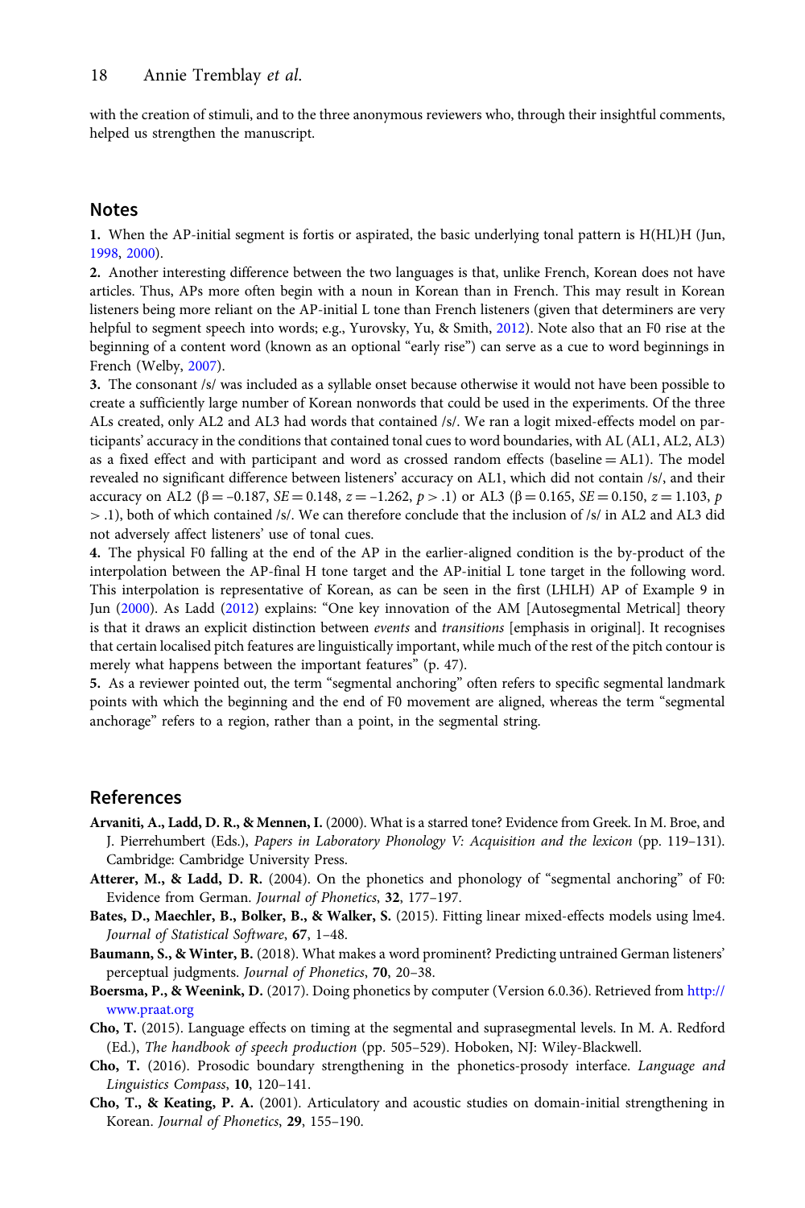with the creation of stimuli, and to the three anonymous reviewers who, through their insightful comments, helped us strengthen the manuscript.

## Notes

**1.** When the AP-initial segment is fortis or aspirated, the basic underlying tonal pattern is H(HL)H (Jun, 1998, 2000).

**2.** Another interesting difference between the two languages is that, unlike French, Korean does not have articles. Thus, APs more often begin with a noun in Korean than in French. This may result in Korean listeners being more reliant on the AP-initial L tone than French listeners (given that determiners are very helpful to segment speech into words; e.g., Yurovsky, Yu, & Smith, 2012). Note also that an F0 rise at the beginning of a content word (known as an optional "early rise") can serve as a cue to word beginnings in French (Welby, 2007).

**3.** The consonant /s/ was included as a syllable onset because otherwise it would not have been possible to create a sufficiently large number of Korean nonwords that could be used in the experiments. Of the three ALs created, only AL2 and AL3 had words that contained /s/. We ran a logit mixed-effects model on participants' accuracy in the conditions that contained tonal cues to word boundaries, with AL (AL1, AL2, AL3) as a fixed effect and with participant and word as crossed random effects (baseline = AL1). The model revealed no significant difference between listeners' accuracy on AL1, which did not contain /s/, and their accuracy on AL2 ($\beta = -0.187$, $SE = 0.148$, $z = -1.262$, $p > .1$) or AL3 ($\beta = 0.165$, $SE = 0.150$, $z = 1.103$, $p > .1$), both of which contained /s/. We can therefore conclude that the inclusion of /s/ in AL2 and AL3 did not adversely affect listeners' use of tonal cues.

**4.** The physical F0 falling at the end of the AP in the earlier-aligned condition is the by-product of the interpolation between the AP-final H tone target and the AP-initial L tone target in the following word. This interpolation is representative of Korean, as can be seen in the first (LHLH) AP of Example 9 in Jun (2000). As Ladd (2012) explains: "One key innovation of the AM [Autosegmental Metrical] theory is that it draws an explicit distinction between *events* and *transitions* [emphasis in original]. It recognises that certain localised pitch features are linguistically important, while much of the rest of the pitch contour is merely what happens between the important features" (p. 47).

**5.** As a reviewer pointed out, the term "segmental anchoring" often refers to specific segmental landmark points with which the beginning and the end of F0 movement are aligned, whereas the term "segmental anchorage" refers to a region, rather than a point, in the segmental string.

## References

**Arvaniti, A., Ladd, D. R., & Mennen, I.** (2000). What is a starred tone? Evidence from Greek. In M. Broe, and J. Pierrehumbert (Eds.), *Papers in Laboratory Phonology V: Acquisition and the lexicon* (pp. 119–131). Cambridge: Cambridge University Press.

**Atterer, M., & Ladd, D. R.** (2004). On the phonetics and phonology of "segmental anchoring" of F0: Evidence from German. *Journal of Phonetics*, **32**, 177–197.

**Bates, D., Maechler, B., Bolker, B., & Walker, S.** (2015). Fitting linear mixed-effects models using lme4. *Journal of Statistical Software*, **67**, 1–48.

**Baumann, S., & Winter, B.** (2018). What makes a word prominent? Predicting untrained German listeners' perceptual judgments. *Journal of Phonetics*, **70**, 20–38.

**Boersma, P., & Weenink, D.** (2017). Doing phonetics by computer (Version 6.0.36). Retrieved from http://www.praat.org

**Cho, T.** (2015). Language effects on timing at the segmental and suprasegmental levels. In M. A. Redford (Ed.), *The handbook of speech production* (pp. 505–529). Hoboken, NJ: Wiley-Blackwell.

**Cho, T.** (2016). Prosodic boundary strengthening in the phonetics-prosody interface. *Language and Linguistics Compass*, **10**, 120–141.

**Cho, T., & Keating, P. A.** (2001). Articulatory and acoustic studies on domain-initial strengthening in Korean. *Journal of Phonetics*, **29**, 155–190.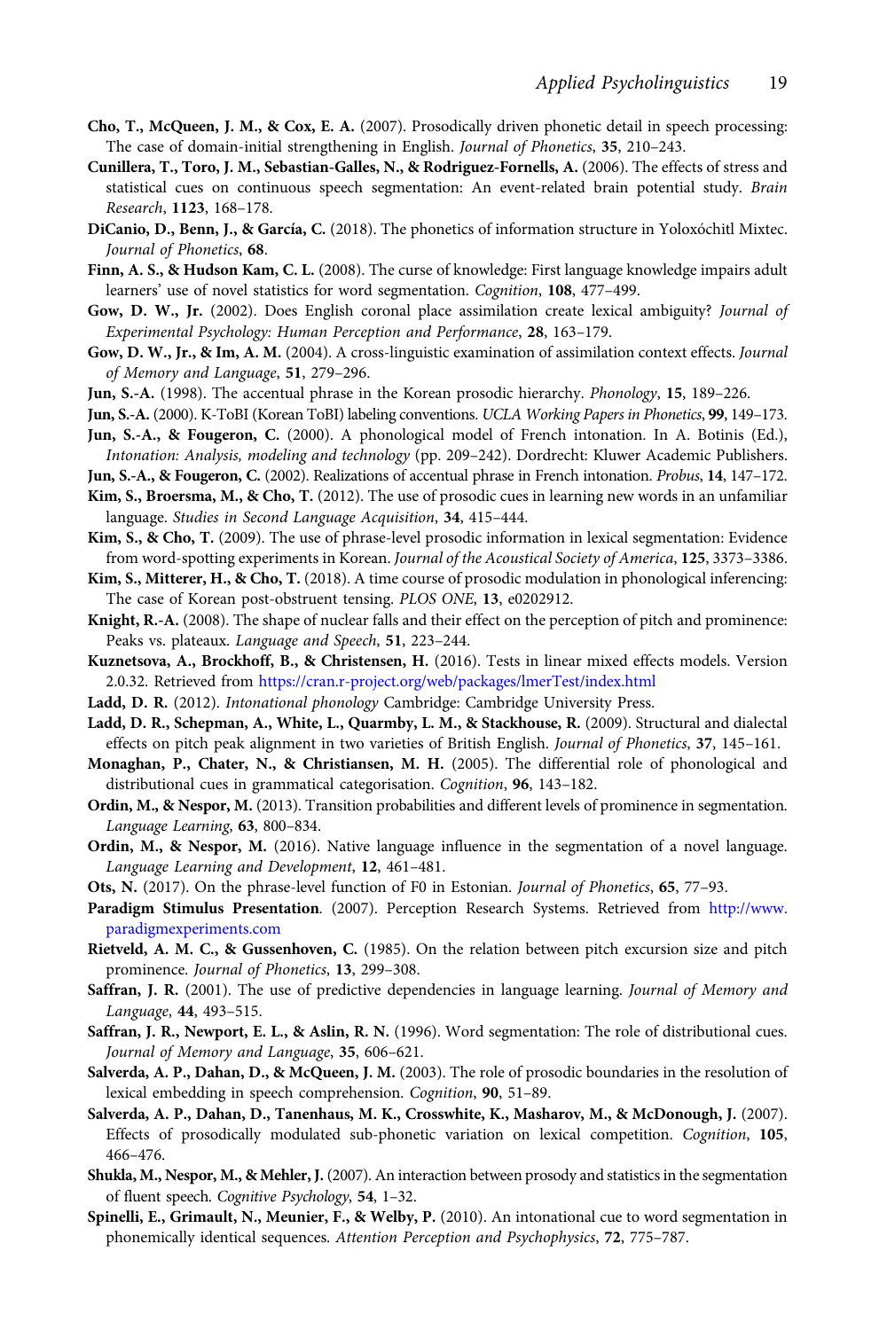**Cho, T., McQueen, J. M., & Cox, E. A.** (2007). Prosodically driven phonetic detail in speech processing: The case of domain-initial strengthening in English. *Journal of Phonetics*, **35**, 210–243.

**Cunillera, T., Toro, J. M., Sebastian-Galles, N., & Rodriguez-Fornells, A.** (2006). The effects of stress and statistical cues on continuous speech segmentation: An event-related brain potential study. *Brain Research*, **1123**, 168–178.

**DiCanio, D., Benn, J., & García, C.** (2018). The phonetics of information structure in Yoloxóchitl Mixtec. *Journal of Phonetics*, **68**.

**Finn, A. S., & Hudson Kam, C. L.** (2008). The curse of knowledge: First language knowledge impairs adult learners' use of novel statistics for word segmentation. *Cognition*, **108**, 477–499.

**Gow, D. W., Jr.** (2002). Does English coronal place assimilation create lexical ambiguity? *Journal of Experimental Psychology: Human Perception and Performance*, **28**, 163–179.

**Gow, D. W., Jr., & Im, A. M.** (2004). A cross-linguistic examination of assimilation context effects. *Journal of Memory and Language*, **51**, 279–296.

**Jun, S.-A.** (1998). The accentual phrase in the Korean prosodic hierarchy. *Phonology*, **15**, 189–226.

**Jun, S.-A.** (2000). K-ToBI (Korean ToBI) labeling conventions. *UCLA Working Papers in Phonetics*, **99**, 149–173.

**Jun, S.-A., & Fougeron, C.** (2000). A phonological model of French intonation. In A. Botinis (Ed.), *Intonation: Analysis, modeling and technology* (pp. 209–242). Dordrecht: Kluwer Academic Publishers.

**Jun, S.-A., & Fougeron, C.** (2002). Realizations of accentual phrase in French intonation. *Probus*, **14**, 147–172.

**Kim, S., Broersma, M., & Cho, T.** (2012). The use of prosodic cues in learning new words in an unfamiliar language. *Studies in Second Language Acquisition*, **34**, 415–444.

**Kim, S., & Cho, T.** (2009). The use of phrase-level prosodic information in lexical segmentation: Evidence from word-spotting experiments in Korean. *Journal of the Acoustical Society of America*, **125**, 3373–3386.

**Kim, S., Mitterer, H., & Cho, T.** (2018). A time course of prosodic modulation in phonological inferencing: The case of Korean post-obstruent tensing. *PLOS ONE*, **13**, e0202912.

**Knight, R.-A.** (2008). The shape of nuclear falls and their effect on the perception of pitch and prominence: Peaks vs. plateaux. *Language and Speech*, **51**, 223–244.

**Kuznetsova, A., Brockhoff, B., & Christensen, H.** (2016). Tests in linear mixed effects models. Version 2.0.32. Retrieved from https://cran.r-project.org/web/packages/lmerTest/index.html

**Ladd, D. R.** (2012). *Intonational phonology* Cambridge: Cambridge University Press.

**Ladd, D. R., Schepman, A., White, L., Quarmby, L. M., & Stackhouse, R.** (2009). Structural and dialectal effects on pitch peak alignment in two varieties of British English. *Journal of Phonetics*, **37**, 145–161.

**Monaghan, P., Chater, N., & Christiansen, M. H.** (2005). The differential role of phonological and distributional cues in grammatical categorisation. *Cognition*, **96**, 143–182.

**Ordin, M., & Nespor, M.** (2013). Transition probabilities and different levels of prominence in segmentation. *Language Learning*, **63**, 800–834.

**Ordin, M., & Nespor, M.** (2016). Native language influence in the segmentation of a novel language. *Language Learning and Development*, **12**, 461–481.

**Ots, N.** (2017). On the phrase-level function of F0 in Estonian. *Journal of Phonetics*, **65**, 77–93.

**Paradigm Stimulus Presentation**. (2007). Perception Research Systems. Retrieved from http://www.paradigmexperiments.com

**Rietveld, A. M. C., & Gussenhoven, C.** (1985). On the relation between pitch excursion size and pitch prominence. *Journal of Phonetics*, **13**, 299–308.

**Saffran, J. R.** (2001). The use of predictive dependencies in language learning. *Journal of Memory and Language*, **44**, 493–515.

**Saffran, J. R., Newport, E. L., & Aslin, R. N.** (1996). Word segmentation: The role of distributional cues. *Journal of Memory and Language*, **35**, 606–621.

**Salverda, A. P., Dahan, D., & McQueen, J. M.** (2003). The role of prosodic boundaries in the resolution of lexical embedding in speech comprehension. *Cognition*, **90**, 51–89.

**Salverda, A. P., Dahan, D., Tanenhaus, M. K., Crosswhite, K., Masharov, M., & McDonough, J.** (2007). Effects of prosodically modulated sub-phonetic variation on lexical competition. *Cognition*, **105**, 466–476.

**Shukla, M., Nespor, M., & Mehler, J.** (2007). An interaction between prosody and statistics in the segmentation of fluent speech. *Cognitive Psychology*, **54**, 1–32.

**Spinelli, E., Grimault, N., Meunier, F., & Welby, P.** (2010). An intonational cue to word segmentation in phonemically identical sequences. *Attention Perception and Psychophysics*, **72**, 775–787.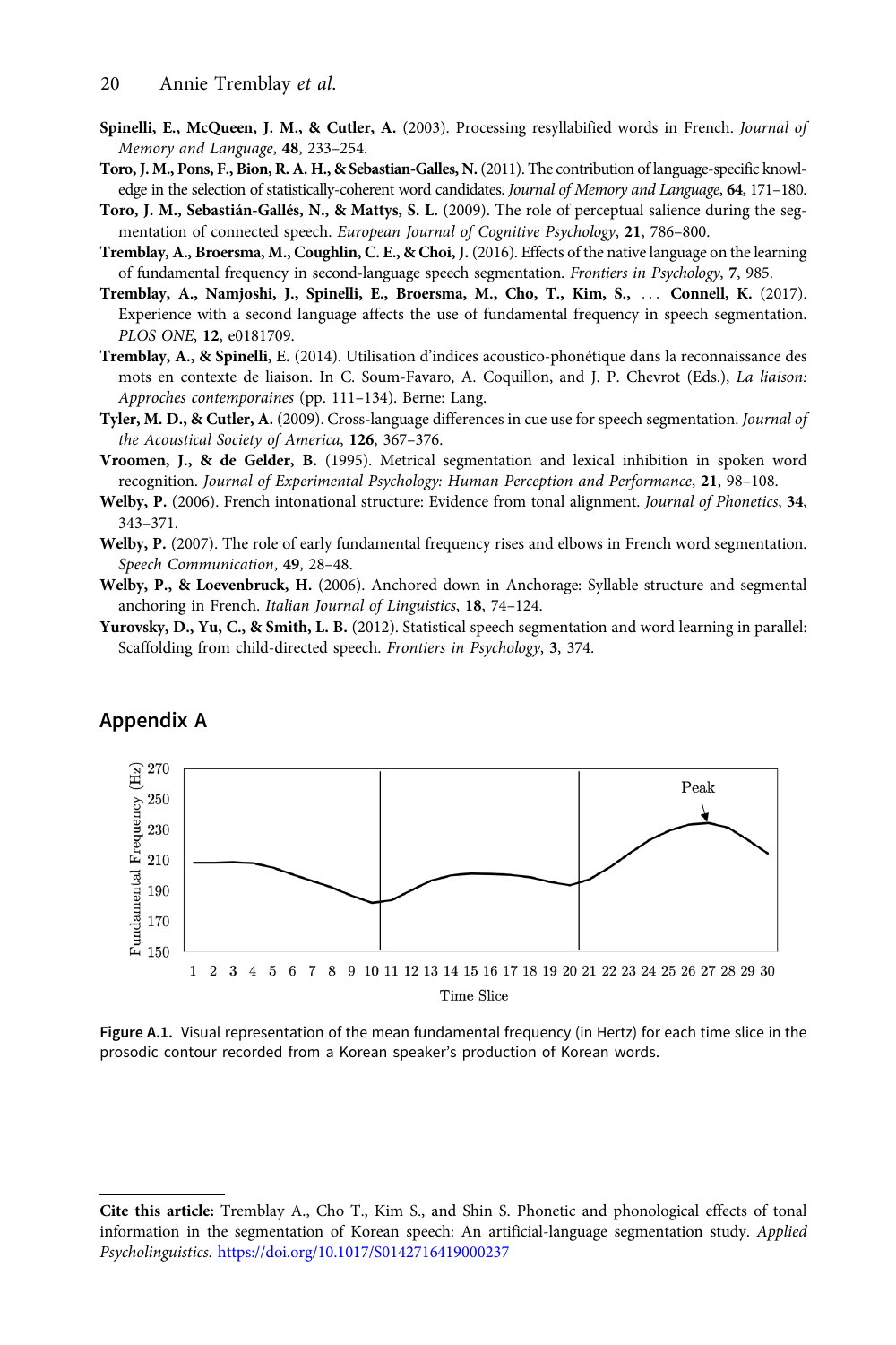**Spinelli, E., McQueen, J. M., & Cutler, A.** (2003). Processing resyllabified words in French. *Journal of Memory and Language*, **48**, 233–254.

**Toro, J. M., Pons, F., Bion, R. A. H., & Sebastian-Galles, N.** (2011). The contribution of language-specific knowledge in the selection of statistically-coherent word candidates. *Journal of Memory and Language*, **64**, 171–180.

**Toro, J. M., Sebastián-Gallés, N., & Mattys, S. L.** (2009). The role of perceptual salience during the segmentation of connected speech. *European Journal of Cognitive Psychology*, **21**, 786–800.

**Tremblay, A., Broersma, M., Coughlin, C. E., & Choi, J.** (2016). Effects of the native language on the learning of fundamental frequency in second-language speech segmentation. *Frontiers in Psychology*, **7**, 985.

**Tremblay, A., Namjoshi, J., Spinelli, E., Broersma, M., Cho, T., Kim, S., … Connell, K.** (2017). Experience with a second language affects the use of fundamental frequency in speech segmentation. *PLOS ONE*, **12**, e0181709.

**Tremblay, A., & Spinelli, E.** (2014). Utilisation d'indices acoustico-phonétique dans la reconnaissance des mots en contexte de liaison. In C. Soum-Favaro, A. Coquillon, and J. P. Chevrot (Eds.), *La liaison: Approches contemporaines* (pp. 111–134). Berne: Lang.

**Tyler, M. D., & Cutler, A.** (2009). Cross-language differences in cue use for speech segmentation. *Journal of the Acoustical Society of America*, **126**, 367–376.

**Vroomen, J., & de Gelder, B.** (1995). Metrical segmentation and lexical inhibition in spoken word recognition. *Journal of Experimental Psychology: Human Perception and Performance*, **21**, 98–108.

**Welby, P.** (2006). French intonational structure: Evidence from tonal alignment. *Journal of Phonetics*, **34**, 343–371.

**Welby, P.** (2007). The role of early fundamental frequency rises and elbows in French word segmentation. *Speech Communication*, **49**, 28–48.

**Welby, P., & Loevenbruck, H.** (2006). Anchored down in Anchorage: Syllable structure and segmental anchoring in French. *Italian Journal of Linguistics*, **18**, 74–124.

**Yurovsky, D., Yu, C., & Smith, L. B.** (2012). Statistical speech segmentation and word learning in parallel: Scaffolding from child-directed speech. *Frontiers in Psychology*, **3**, 374.

## Appendix A

Fundamental Frequency (Hz)

270
250
230
210
190
170
150

Peak

1 2 3 4 5 6 7 8 9 10 11 12 13 14 15 16 17 18 19 20 21 22 23 24 25 26 27 28 29 30

Time Slice

**Figure A.1.** Visual representation of the mean fundamental frequency (in Hertz) for each time slice in the prosodic contour recorded from a Korean speaker's production of Korean words.

---

**Cite this article:** Tremblay A., Cho T., Kim S., and Shin S. Phonetic and phonological effects of tonal information in the segmentation of Korean speech: An artificial-language segmentation study. *Applied Psycholinguistics*. https://doi.org/10.1017/S0142716419000237